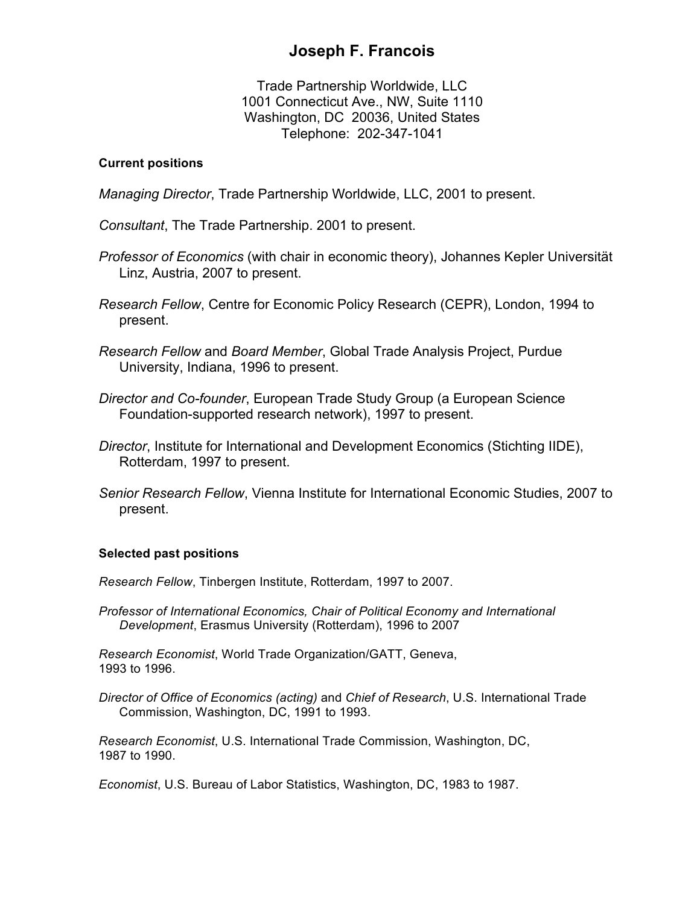# Joseph F. Francois

Trade Partnership Worldwide, LLC
1001 Connecticut Ave., NW, Suite 1110
Washington, DC 20036, United States
Telephone: 202-347-1041

#### Current positions

*Managing Director*, Trade Partnership Worldwide, LLC, 2001 to present.

*Consultant*, The Trade Partnership. 2001 to present.

*Professor of Economics* (with chair in economic theory), Johannes Kepler Universität Linz, Austria, 2007 to present.

*Research Fellow*, Centre for Economic Policy Research (CEPR), London, 1994 to present.

*Research Fellow* and *Board Member*, Global Trade Analysis Project, Purdue University, Indiana, 1996 to present.

*Director and Co-founder*, European Trade Study Group (a European Science Foundation-supported research network), 1997 to present.

*Director*, Institute for International and Development Economics (Stichting IIDE), Rotterdam, 1997 to present.

*Senior Research Fellow*, Vienna Institute for International Economic Studies, 2007 to present.

#### Selected past positions

*Research Fellow*, Tinbergen Institute, Rotterdam, 1997 to 2007.

*Professor of International Economics, Chair of Political Economy and International Development*, Erasmus University (Rotterdam), 1996 to 2007

*Research Economist*, World Trade Organization/GATT, Geneva, 1993 to 1996.

*Director of Office of Economics (acting)* and *Chief of Research*, U.S. International Trade Commission, Washington, DC, 1991 to 1993.

*Research Economist*, U.S. International Trade Commission, Washington, DC, 1987 to 1990.

*Economist*, U.S. Bureau of Labor Statistics, Washington, DC, 1983 to 1987.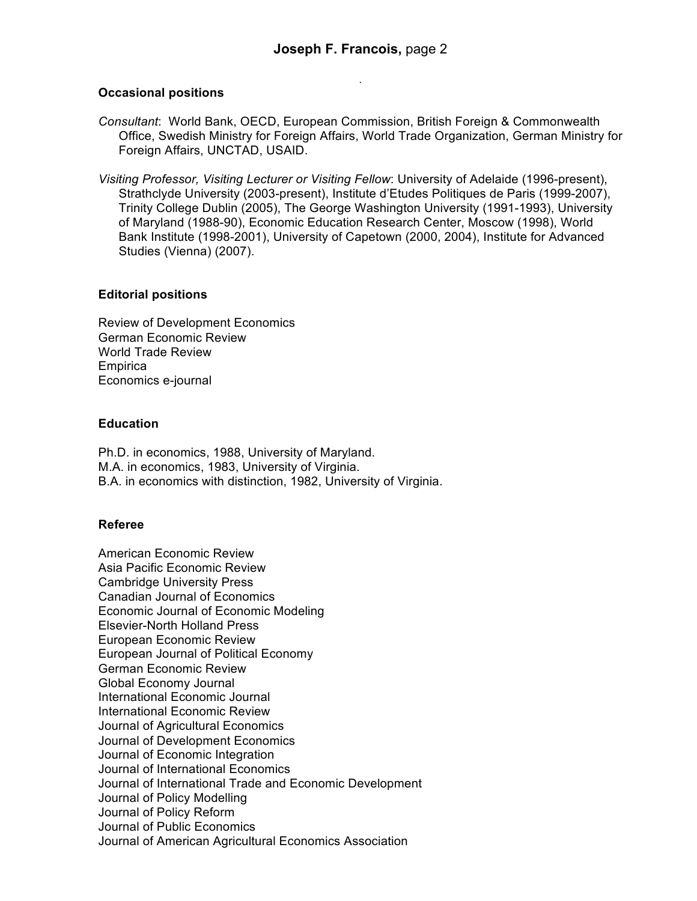### Occasional positions

*Consultant*: World Bank, OECD, European Commission, British Foreign & Commonwealth Office, Swedish Ministry for Foreign Affairs, World Trade Organization, German Ministry for Foreign Affairs, UNCTAD, USAID.

*Visiting Professor, Visiting Lecturer or Visiting Fellow*: University of Adelaide (1996-present), Strathclyde University (2003-present), Institute d'Etudes Politiques de Paris (1999-2007), Trinity College Dublin (2005), The George Washington University (1991-1993), University of Maryland (1988-90), Economic Education Research Center, Moscow (1998), World Bank Institute (1998-2001), University of Capetown (2000, 2004), Institute for Advanced Studies (Vienna) (2007).

### Editorial positions

Review of Development Economics
German Economic Review
World Trade Review
Empirica
Economics e-journal

### Education

Ph.D. in economics, 1988, University of Maryland.
M.A. in economics, 1983, University of Virginia.
B.A. in economics with distinction, 1982, University of Virginia.

### Referee

American Economic Review
Asia Pacific Economic Review
Cambridge University Press
Canadian Journal of Economics
Economic Journal of Economic Modeling
Elsevier-North Holland Press
European Economic Review
European Journal of Political Economy
German Economic Review
Global Economy Journal
International Economic Journal
International Economic Review
Journal of Agricultural Economics
Journal of Development Economics
Journal of Economic Integration
Journal of International Economics
Journal of International Trade and Economic Development
Journal of Policy Modelling
Journal of Policy Reform
Journal of Public Economics
Journal of American Agricultural Economics Association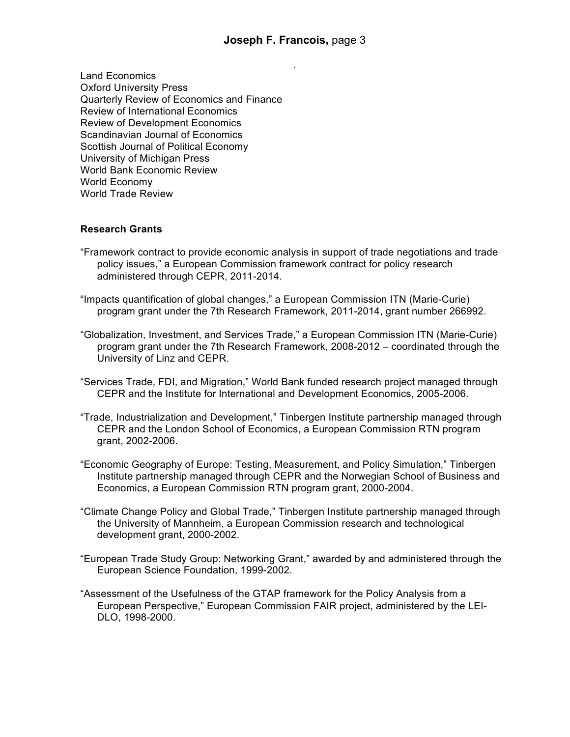Land Economics
Oxford University Press
Quarterly Review of Economics and Finance
Review of International Economics
Review of Development Economics
Scandinavian Journal of Economics
Scottish Journal of Political Economy
University of Michigan Press
World Bank Economic Review
World Economy
World Trade Review

**Research Grants**

"Framework contract to provide economic analysis in support of trade negotiations and trade policy issues," a European Commission framework contract for policy research administered through CEPR, 2011-2014.

"Impacts quantification of global changes," a European Commission ITN (Marie-Curie) program grant under the 7th Research Framework, 2011-2014, grant number 266992.

"Globalization, Investment, and Services Trade," a European Commission ITN (Marie-Curie) program grant under the 7th Research Framework, 2008-2012 – coordinated through the University of Linz and CEPR.

"Services Trade, FDI, and Migration," World Bank funded research project managed through CEPR and the Institute for International and Development Economics, 2005-2006.

"Trade, Industrialization and Development," Tinbergen Institute partnership managed through CEPR and the London School of Economics, a European Commission RTN program grant, 2002-2006.

"Economic Geography of Europe: Testing, Measurement, and Policy Simulation," Tinbergen Institute partnership managed through CEPR and the Norwegian School of Business and Economics, a European Commission RTN program grant, 2000-2004.

"Climate Change Policy and Global Trade," Tinbergen Institute partnership managed through the University of Mannheim, a European Commission research and technological development grant, 2000-2002.

"European Trade Study Group: Networking Grant," awarded by and administered through the European Science Foundation, 1999-2002.

"Assessment of the Usefulness of the GTAP framework for the Policy Analysis from a European Perspective," European Commission FAIR project, administered by the LEI-DLO, 1998-2000.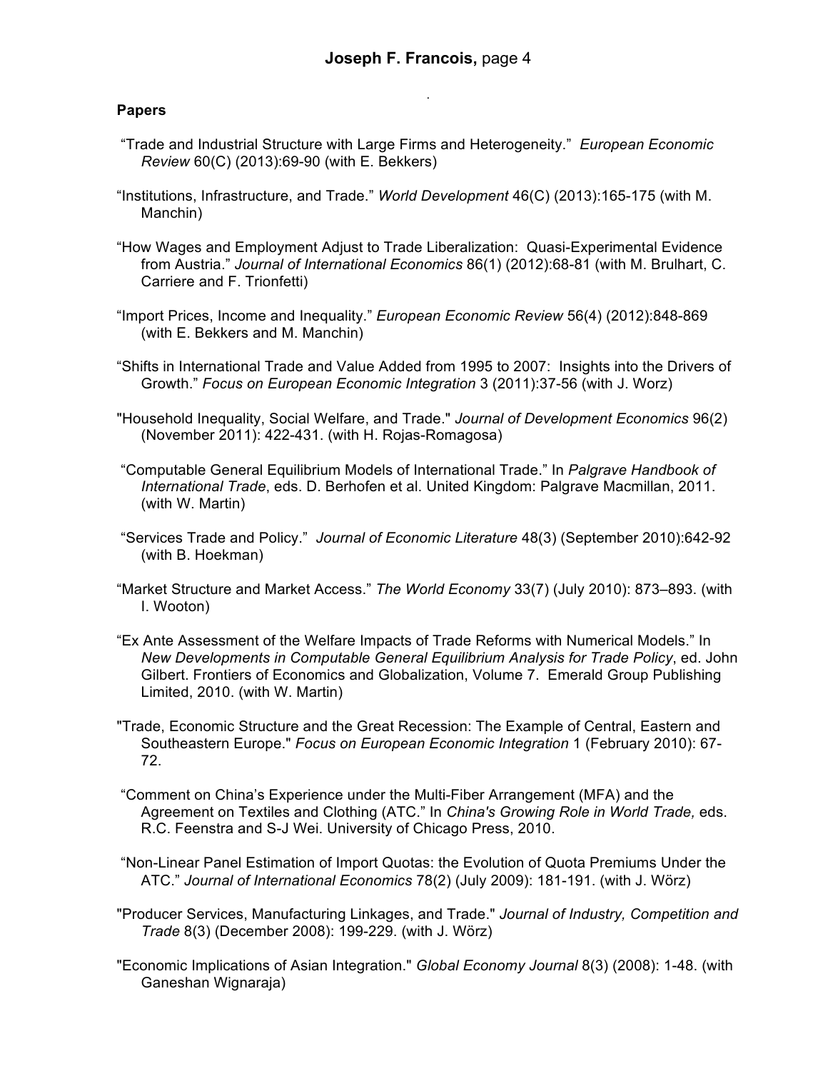### Papers

"Trade and Industrial Structure with Large Firms and Heterogeneity." *European Economic Review* 60(C) (2013):69-90 (with E. Bekkers)

"Institutions, Infrastructure, and Trade." *World Development* 46(C) (2013):165-175 (with M. Manchin)

"How Wages and Employment Adjust to Trade Liberalization: Quasi-Experimental Evidence from Austria." *Journal of International Economics* 86(1) (2012):68-81 (with M. Brulhart, C. Carriere and F. Trionfetti)

"Import Prices, Income and Inequality." *European Economic Review* 56(4) (2012):848-869 (with E. Bekkers and M. Manchin)

"Shifts in International Trade and Value Added from 1995 to 2007: Insights into the Drivers of Growth." *Focus on European Economic Integration* 3 (2011):37-56 (with J. Worz)

"Household Inequality, Social Welfare, and Trade." *Journal of Development Economics* 96(2) (November 2011): 422-431. (with H. Rojas-Romagosa)

"Computable General Equilibrium Models of International Trade." In *Palgrave Handbook of International Trade*, eds. D. Berhofen et al. United Kingdom: Palgrave Macmillan, 2011. (with W. Martin)

"Services Trade and Policy." *Journal of Economic Literature* 48(3) (September 2010):642-92 (with B. Hoekman)

"Market Structure and Market Access." *The World Economy* 33(7) (July 2010): 873–893. (with I. Wooton)

"Ex Ante Assessment of the Welfare Impacts of Trade Reforms with Numerical Models." In *New Developments in Computable General Equilibrium Analysis for Trade Policy*, ed. John Gilbert. Frontiers of Economics and Globalization, Volume 7. Emerald Group Publishing Limited, 2010. (with W. Martin)

"Trade, Economic Structure and the Great Recession: The Example of Central, Eastern and Southeastern Europe." *Focus on European Economic Integration* 1 (February 2010): 67-72.

"Comment on China's Experience under the Multi-Fiber Arrangement (MFA) and the Agreement on Textiles and Clothing (ATC." In *China's Growing Role in World Trade,* eds. R.C. Feenstra and S-J Wei. University of Chicago Press, 2010.

"Non-Linear Panel Estimation of Import Quotas: the Evolution of Quota Premiums Under the ATC." *Journal of International Economics* 78(2) (July 2009): 181-191. (with J. Wörz)

"Producer Services, Manufacturing Linkages, and Trade." *Journal of Industry, Competition and Trade* 8(3) (December 2008): 199-229. (with J. Wörz)

"Economic Implications of Asian Integration." *Global Economy Journal* 8(3) (2008): 1-48. (with Ganeshan Wignaraja)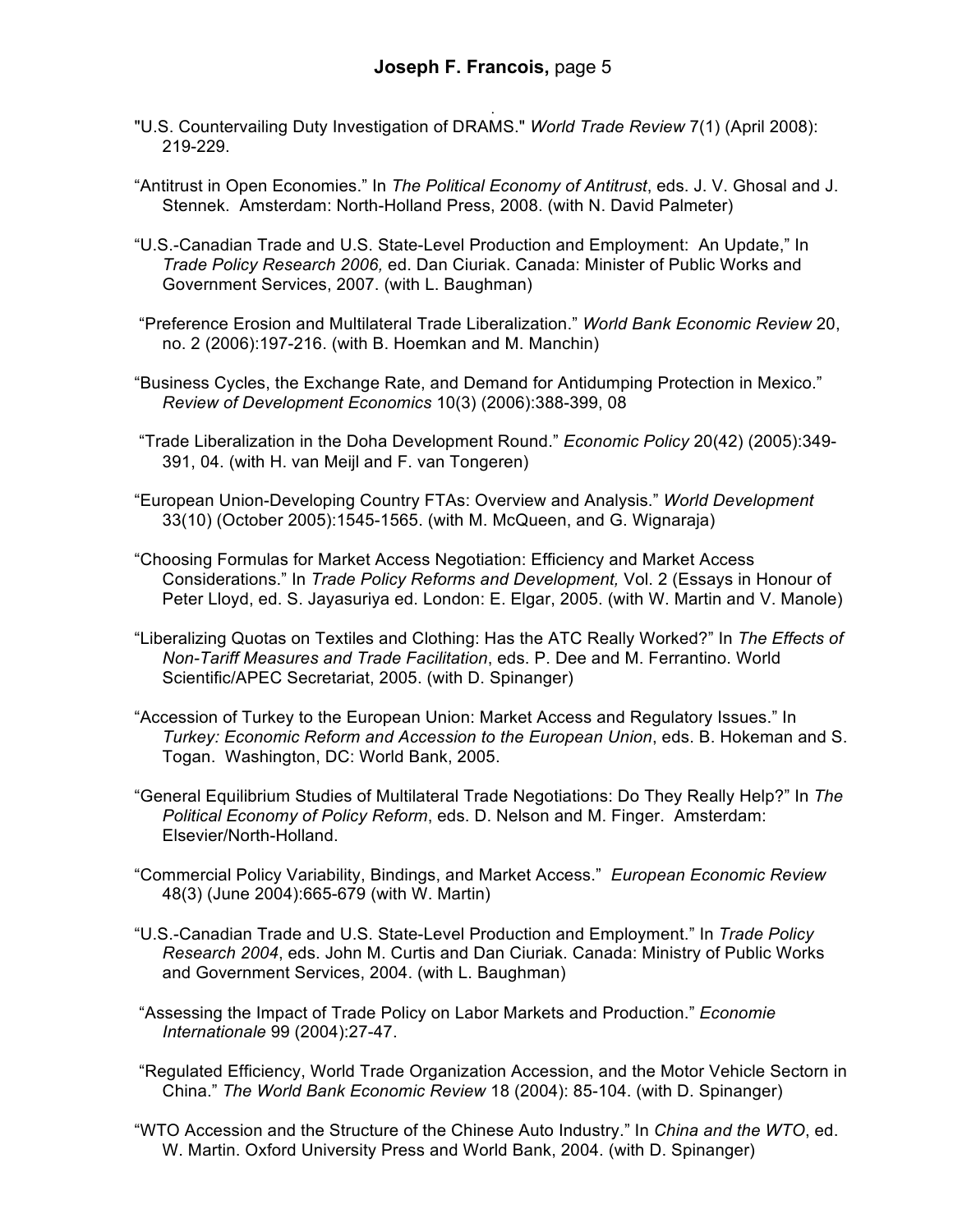"U.S. Countervailing Duty Investigation of DRAMS." *World Trade Review* 7(1) (April 2008): 219-229.

"Antitrust in Open Economies." In *The Political Economy of Antitrust*, eds. J. V. Ghosal and J. Stennek. Amsterdam: North-Holland Press, 2008. (with N. David Palmeter)

"U.S.-Canadian Trade and U.S. State-Level Production and Employment: An Update," In *Trade Policy Research 2006,* ed. Dan Ciuriak. Canada: Minister of Public Works and Government Services, 2007. (with L. Baughman)

"Preference Erosion and Multilateral Trade Liberalization." *World Bank Economic Review* 20, no. 2 (2006):197-216. (with B. Hoemkan and M. Manchin)

"Business Cycles, the Exchange Rate, and Demand for Antidumping Protection in Mexico." *Review of Development Economics* 10(3) (2006):388-399, 08

"Trade Liberalization in the Doha Development Round." *Economic Policy* 20(42) (2005):349-391, 04. (with H. van Meijl and F. van Tongeren)

"European Union-Developing Country FTAs: Overview and Analysis." *World Development* 33(10) (October 2005):1545-1565. (with M. McQueen, and G. Wignaraja)

"Choosing Formulas for Market Access Negotiation: Efficiency and Market Access Considerations." In *Trade Policy Reforms and Development,* Vol. 2 (Essays in Honour of Peter Lloyd, ed. S. Jayasuriya ed. London: E. Elgar, 2005. (with W. Martin and V. Manole)

"Liberalizing Quotas on Textiles and Clothing: Has the ATC Really Worked?" In *The Effects of Non-Tariff Measures and Trade Facilitation*, eds. P. Dee and M. Ferrantino. World Scientific/APEC Secretariat, 2005. (with D. Spinanger)

"Accession of Turkey to the European Union: Market Access and Regulatory Issues." In *Turkey: Economic Reform and Accession to the European Union*, eds. B. Hokeman and S. Togan. Washington, DC: World Bank, 2005.

"General Equilibrium Studies of Multilateral Trade Negotiations: Do They Really Help?" In *The Political Economy of Policy Reform*, eds. D. Nelson and M. Finger. Amsterdam: Elsevier/North-Holland.

"Commercial Policy Variability, Bindings, and Market Access." *European Economic Review* 48(3) (June 2004):665-679 (with W. Martin)

"U.S.-Canadian Trade and U.S. State-Level Production and Employment." In *Trade Policy Research 2004*, eds. John M. Curtis and Dan Ciuriak. Canada: Ministry of Public Works and Government Services, 2004. (with L. Baughman)

"Assessing the Impact of Trade Policy on Labor Markets and Production." *Economie Internationale* 99 (2004):27-47.

"Regulated Efficiency, World Trade Organization Accession, and the Motor Vehicle Sectorn in China." *The World Bank Economic Review* 18 (2004): 85-104. (with D. Spinanger)

"WTO Accession and the Structure of the Chinese Auto Industry." In *China and the WTO*, ed. W. Martin. Oxford University Press and World Bank, 2004. (with D. Spinanger)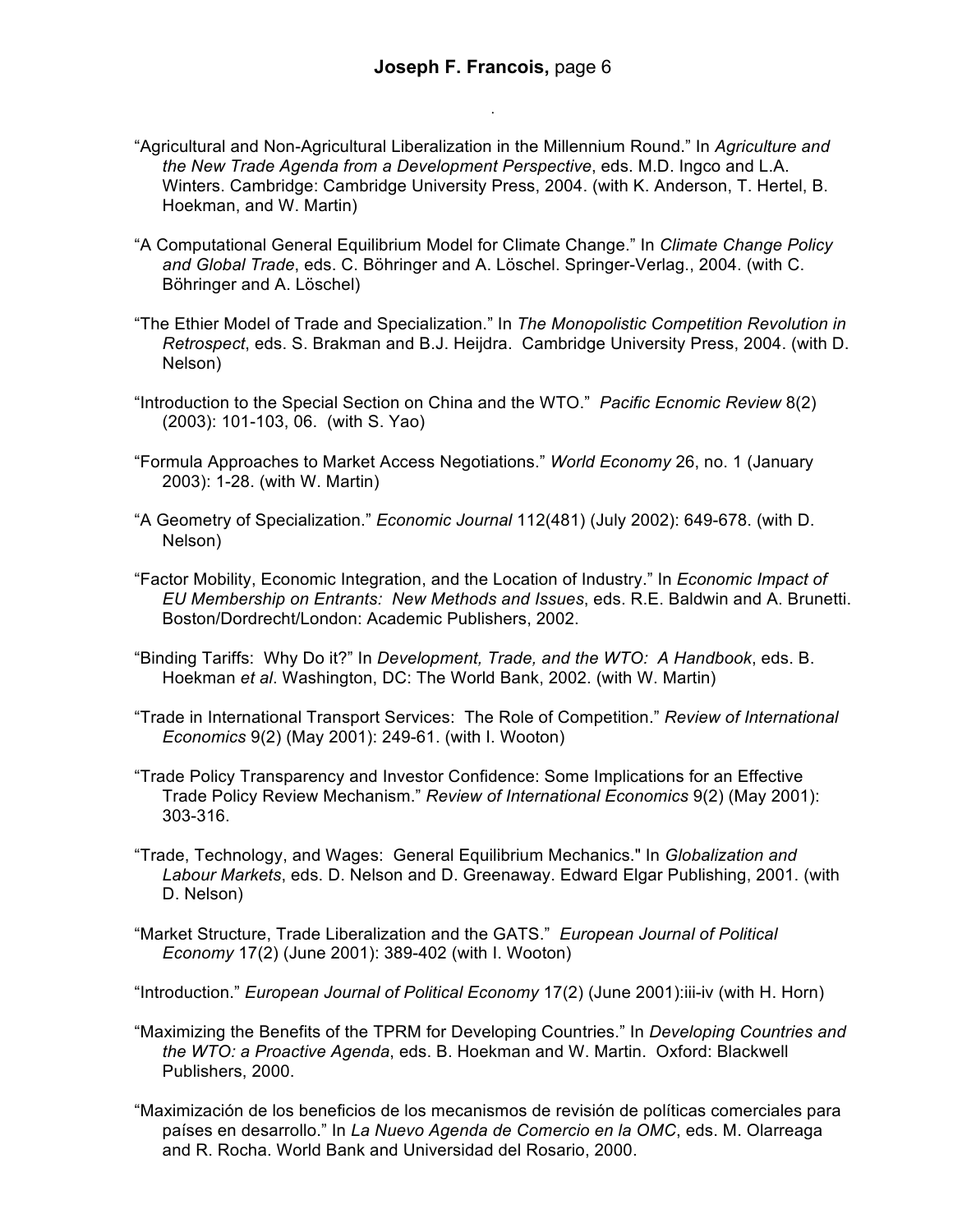"Agricultural and Non-Agricultural Liberalization in the Millennium Round." In *Agriculture and the New Trade Agenda from a Development Perspective*, eds. M.D. Ingco and L.A. Winters. Cambridge: Cambridge University Press, 2004. (with K. Anderson, T. Hertel, B. Hoekman, and W. Martin)

"A Computational General Equilibrium Model for Climate Change." In *Climate Change Policy and Global Trade*, eds. C. Böhringer and A. Löschel. Springer-Verlag., 2004. (with C. Böhringer and A. Löschel)

"The Ethier Model of Trade and Specialization." In *The Monopolistic Competition Revolution in Retrospect*, eds. S. Brakman and B.J. Heijdra. Cambridge University Press, 2004. (with D. Nelson)

"Introduction to the Special Section on China and the WTO." *Pacific Ecnomic Review* 8(2) (2003): 101-103, 06. (with S. Yao)

"Formula Approaches to Market Access Negotiations." *World Economy* 26, no. 1 (January 2003): 1-28. (with W. Martin)

"A Geometry of Specialization." *Economic Journal* 112(481) (July 2002): 649-678. (with D. Nelson)

"Factor Mobility, Economic Integration, and the Location of Industry." In *Economic Impact of EU Membership on Entrants: New Methods and Issues*, eds. R.E. Baldwin and A. Brunetti. Boston/Dordrecht/London: Academic Publishers, 2002.

"Binding Tariffs: Why Do it?" In *Development, Trade, and the WTO: A Handbook*, eds. B. Hoekman *et al*. Washington, DC: The World Bank, 2002. (with W. Martin)

"Trade in International Transport Services: The Role of Competition." *Review of International Economics* 9(2) (May 2001): 249-61. (with I. Wooton)

"Trade Policy Transparency and Investor Confidence: Some Implications for an Effective Trade Policy Review Mechanism." *Review of International Economics* 9(2) (May 2001): 303-316.

"Trade, Technology, and Wages: General Equilibrium Mechanics." In *Globalization and Labour Markets*, eds. D. Nelson and D. Greenaway. Edward Elgar Publishing, 2001. (with D. Nelson)

"Market Structure, Trade Liberalization and the GATS." *European Journal of Political Economy* 17(2) (June 2001): 389-402 (with I. Wooton)

"Introduction." *European Journal of Political Economy* 17(2) (June 2001):iii-iv (with H. Horn)

"Maximizing the Benefits of the TPRM for Developing Countries." In *Developing Countries and the WTO: a Proactive Agenda*, eds. B. Hoekman and W. Martin. Oxford: Blackwell Publishers, 2000.

"Maximización de los beneficios de los mecanismos de revisión de políticas comerciales para países en desarrollo." In *La Nuevo Agenda de Comercio en la OMC*, eds. M. Olarreaga and R. Rocha. World Bank and Universidad del Rosario, 2000.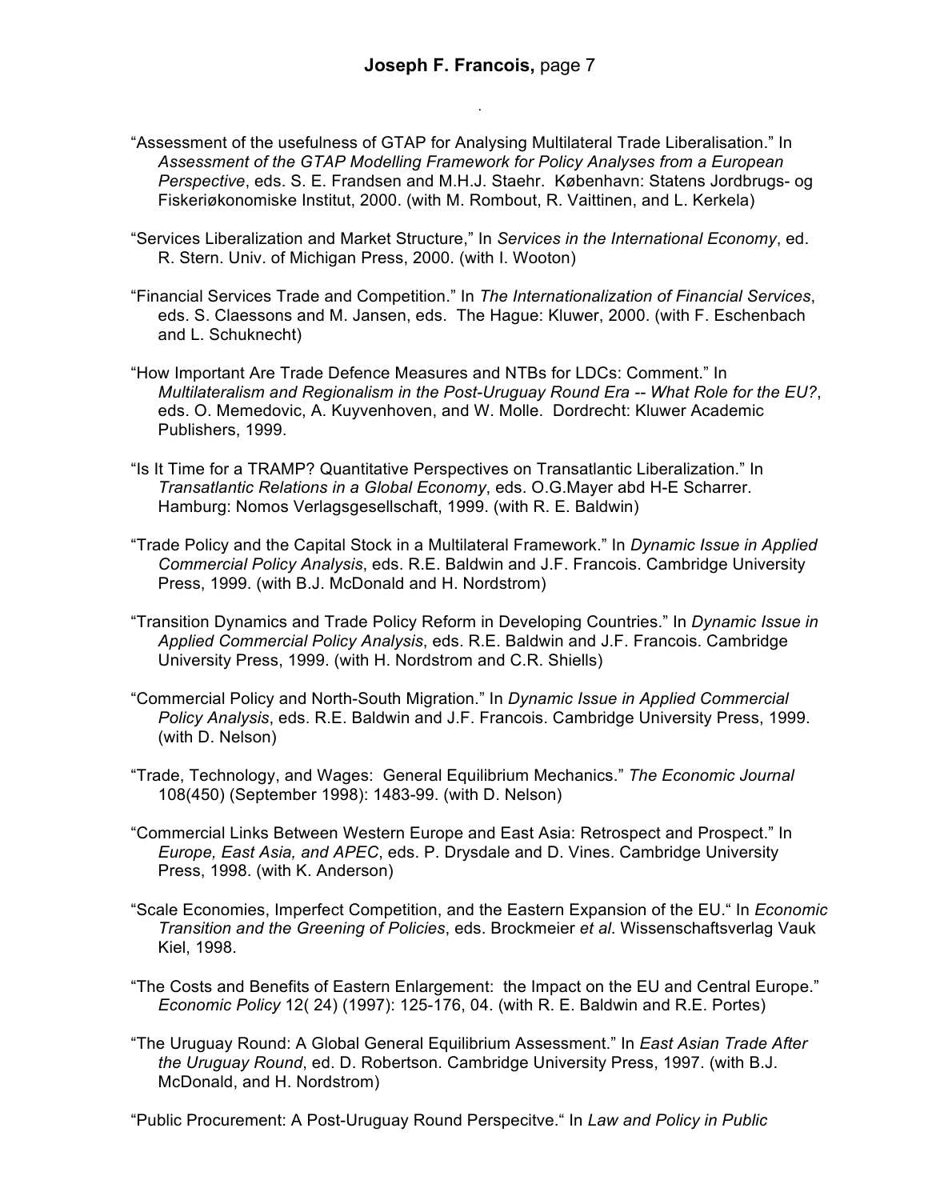“Assessment of the usefulness of GTAP for Analysing Multilateral Trade Liberalisation.” In *Assessment of the GTAP Modelling Framework for Policy Analyses from a European Perspective*, eds. S. E. Frandsen and M.H.J. Staehr. København: Statens Jordbrugs- og Fiskeriøkonomiske Institut, 2000. (with M. Rombout, R. Vaittinen, and L. Kerkela)

“Services Liberalization and Market Structure,” In *Services in the International Economy*, ed. R. Stern. Univ. of Michigan Press, 2000. (with I. Wooton)

“Financial Services Trade and Competition.” In *The Internationalization of Financial Services*, eds. S. Claessons and M. Jansen, eds. The Hague: Kluwer, 2000. (with F. Eschenbach and L. Schuknecht)

“How Important Are Trade Defence Measures and NTBs for LDCs: Comment.” In *Multilateralism and Regionalism in the Post-Uruguay Round Era -- What Role for the EU?*, eds. O. Memedovic, A. Kuyvenhoven, and W. Molle. Dordrecht: Kluwer Academic Publishers, 1999.

“Is It Time for a TRAMP? Quantitative Perspectives on Transatlantic Liberalization.” In *Transatlantic Relations in a Global Economy*, eds. O.G.Mayer abd H-E Scharrer. Hamburg: Nomos Verlagsgesellschaft, 1999. (with R. E. Baldwin)

“Trade Policy and the Capital Stock in a Multilateral Framework.” In *Dynamic Issue in Applied Commercial Policy Analysis*, eds. R.E. Baldwin and J.F. Francois. Cambridge University Press, 1999. (with B.J. McDonald and H. Nordstrom)

“Transition Dynamics and Trade Policy Reform in Developing Countries.” In *Dynamic Issue in Applied Commercial Policy Analysis*, eds. R.E. Baldwin and J.F. Francois. Cambridge University Press, 1999. (with H. Nordstrom and C.R. Shiells)

“Commercial Policy and North-South Migration.” In *Dynamic Issue in Applied Commercial Policy Analysis*, eds. R.E. Baldwin and J.F. Francois. Cambridge University Press, 1999. (with D. Nelson)

“Trade, Technology, and Wages: General Equilibrium Mechanics.” *The Economic Journal* 108(450) (September 1998): 1483-99. (with D. Nelson)

“Commercial Links Between Western Europe and East Asia: Retrospect and Prospect.” In *Europe, East Asia, and APEC*, eds. P. Drysdale and D. Vines. Cambridge University Press, 1998. (with K. Anderson)

“Scale Economies, Imperfect Competition, and the Eastern Expansion of the EU.“ In *Economic Transition and the Greening of Policies*, eds. Brockmeier *et al*. Wissenschaftsverlag Vauk Kiel, 1998.

“The Costs and Benefits of Eastern Enlargement: the Impact on the EU and Central Europe.” *Economic Policy* 12( 24) (1997): 125-176, 04. (with R. E. Baldwin and R.E. Portes)

“The Uruguay Round: A Global General Equilibrium Assessment.” In *East Asian Trade After the Uruguay Round*, ed. D. Robertson. Cambridge University Press, 1997. (with B.J. McDonald, and H. Nordstrom)

“Public Procurement: A Post-Uruguay Round Perspecitve.“ In *Law and Policy in Public*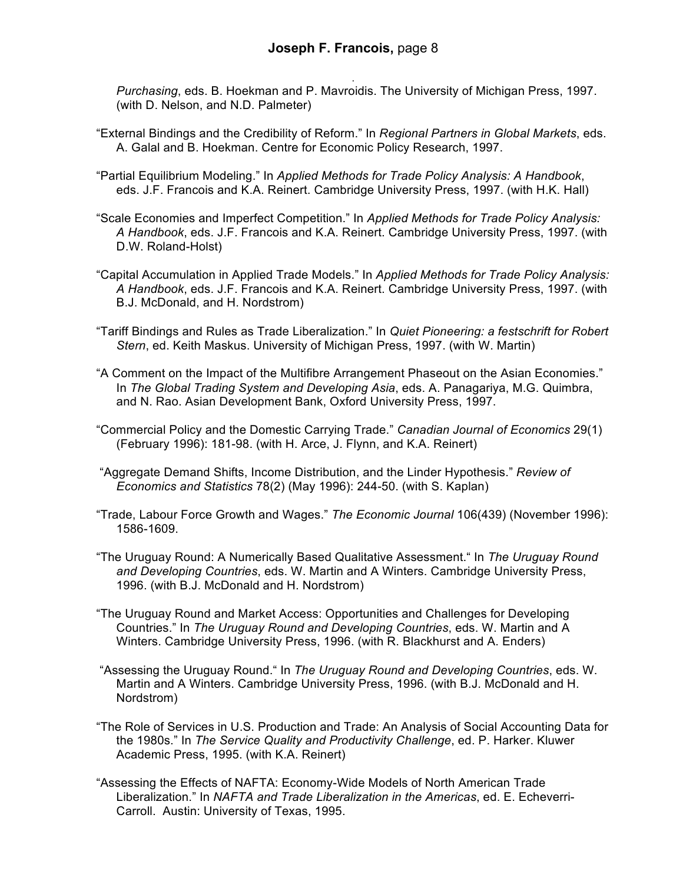*Purchasing*, eds. B. Hoekman and P. Mavroidis. The University of Michigan Press, 1997. (with D. Nelson, and N.D. Palmeter)

"External Bindings and the Credibility of Reform." In *Regional Partners in Global Markets*, eds. A. Galal and B. Hoekman. Centre for Economic Policy Research, 1997.

"Partial Equilibrium Modeling." In *Applied Methods for Trade Policy Analysis: A Handbook*, eds. J.F. Francois and K.A. Reinert. Cambridge University Press, 1997. (with H.K. Hall)

"Scale Economies and Imperfect Competition." In *Applied Methods for Trade Policy Analysis: A Handbook*, eds. J.F. Francois and K.A. Reinert. Cambridge University Press, 1997. (with D.W. Roland-Holst)

"Capital Accumulation in Applied Trade Models." In *Applied Methods for Trade Policy Analysis: A Handbook*, eds. J.F. Francois and K.A. Reinert. Cambridge University Press, 1997. (with B.J. McDonald, and H. Nordstrom)

"Tariff Bindings and Rules as Trade Liberalization." In *Quiet Pioneering: a festschrift for Robert Stern*, ed. Keith Maskus. University of Michigan Press, 1997. (with W. Martin)

"A Comment on the Impact of the Multifibre Arrangement Phaseout on the Asian Economies." In *The Global Trading System and Developing Asia*, eds. A. Panagariya, M.G. Quimbra, and N. Rao. Asian Development Bank, Oxford University Press, 1997.

"Commercial Policy and the Domestic Carrying Trade." *Canadian Journal of Economics* 29(1) (February 1996): 181-98. (with H. Arce, J. Flynn, and K.A. Reinert)

"Aggregate Demand Shifts, Income Distribution, and the Linder Hypothesis." *Review of Economics and Statistics* 78(2) (May 1996): 244-50. (with S. Kaplan)

"Trade, Labour Force Growth and Wages." *The Economic Journal* 106(439) (November 1996): 1586-1609.

"The Uruguay Round: A Numerically Based Qualitative Assessment." In *The Uruguay Round and Developing Countries*, eds. W. Martin and A Winters. Cambridge University Press, 1996. (with B.J. McDonald and H. Nordstrom)

"The Uruguay Round and Market Access: Opportunities and Challenges for Developing Countries." In *The Uruguay Round and Developing Countries*, eds. W. Martin and A Winters. Cambridge University Press, 1996. (with R. Blackhurst and A. Enders)

"Assessing the Uruguay Round." In *The Uruguay Round and Developing Countries*, eds. W. Martin and A Winters. Cambridge University Press, 1996. (with B.J. McDonald and H. Nordstrom)

"The Role of Services in U.S. Production and Trade: An Analysis of Social Accounting Data for the 1980s." In *The Service Quality and Productivity Challenge*, ed. P. Harker. Kluwer Academic Press, 1995. (with K.A. Reinert)

"Assessing the Effects of NAFTA: Economy-Wide Models of North American Trade Liberalization." In *NAFTA and Trade Liberalization in the Americas*, ed. E. Echeverri-Carroll. Austin: University of Texas, 1995.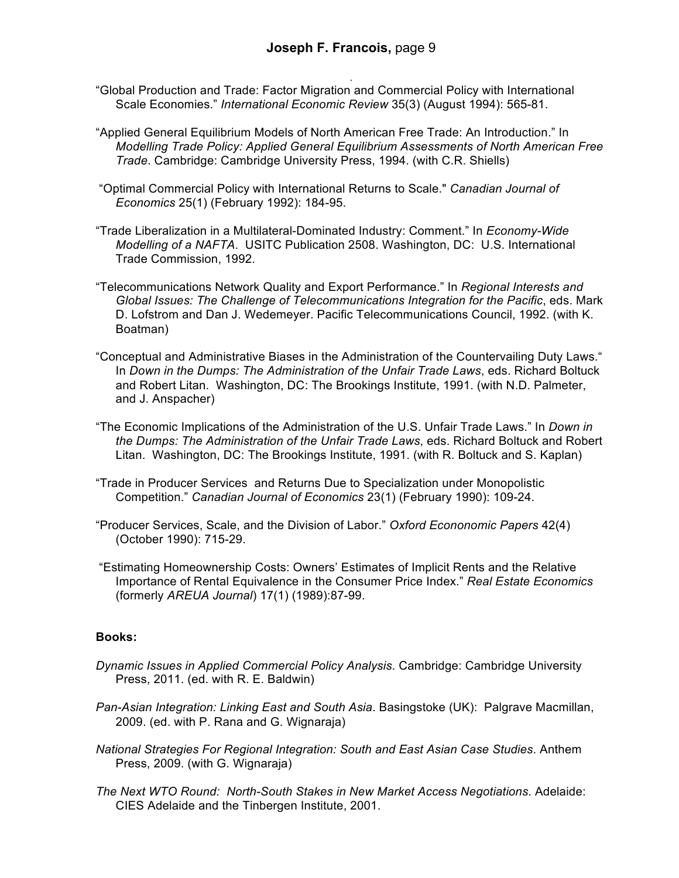"Global Production and Trade: Factor Migration and Commercial Policy with International Scale Economies." *International Economic Review* 35(3) (August 1994): 565-81.

"Applied General Equilibrium Models of North American Free Trade: An Introduction." In *Modelling Trade Policy: Applied General Equilibrium Assessments of North American Free Trade*. Cambridge: Cambridge University Press, 1994. (with C.R. Shiells)

"Optimal Commercial Policy with International Returns to Scale." *Canadian Journal of Economics* 25(1) (February 1992): 184-95.

"Trade Liberalization in a Multilateral-Dominated Industry: Comment." In *Economy-Wide Modelling of a NAFTA*. USITC Publication 2508. Washington, DC: U.S. International Trade Commission, 1992.

"Telecommunications Network Quality and Export Performance." In *Regional Interests and Global Issues: The Challenge of Telecommunications Integration for the Pacific*, eds. Mark D. Lofstrom and Dan J. Wedemeyer. Pacific Telecommunications Council, 1992. (with K. Boatman)

"Conceptual and Administrative Biases in the Administration of the Countervailing Duty Laws." In *Down in the Dumps: The Administration of the Unfair Trade Laws*, eds. Richard Boltuck and Robert Litan. Washington, DC: The Brookings Institute, 1991. (with N.D. Palmeter, and J. Anspacher)

"The Economic Implications of the Administration of the U.S. Unfair Trade Laws." In *Down in the Dumps: The Administration of the Unfair Trade Laws*, eds. Richard Boltuck and Robert Litan. Washington, DC: The Brookings Institute, 1991. (with R. Boltuck and S. Kaplan)

"Trade in Producer Services and Returns Due to Specialization under Monopolistic Competition." *Canadian Journal of Economics* 23(1) (February 1990): 109-24.

"Producer Services, Scale, and the Division of Labor." *Oxford Econonomic Papers* 42(4) (October 1990): 715-29.

"Estimating Homeownership Costs: Owners' Estimates of Implicit Rents and the Relative Importance of Rental Equivalence in the Consumer Price Index." *Real Estate Economics* (formerly *AREUA Journal*) 17(1) (1989):87-99.

**Books:**

*Dynamic Issues in Applied Commercial Policy Analysis.* Cambridge: Cambridge University Press, 2011. (ed. with R. E. Baldwin)

*Pan-Asian Integration: Linking East and South Asia*. Basingstoke (UK): Palgrave Macmillan, 2009. (ed. with P. Rana and G. Wignaraja)

*National Strategies For Regional Integration: South and East Asian Case Studies*. Anthem Press, 2009. (with G. Wignaraja)

*The Next WTO Round: North-South Stakes in New Market Access Negotiations.* Adelaide: CIES Adelaide and the Tinbergen Institute, 2001.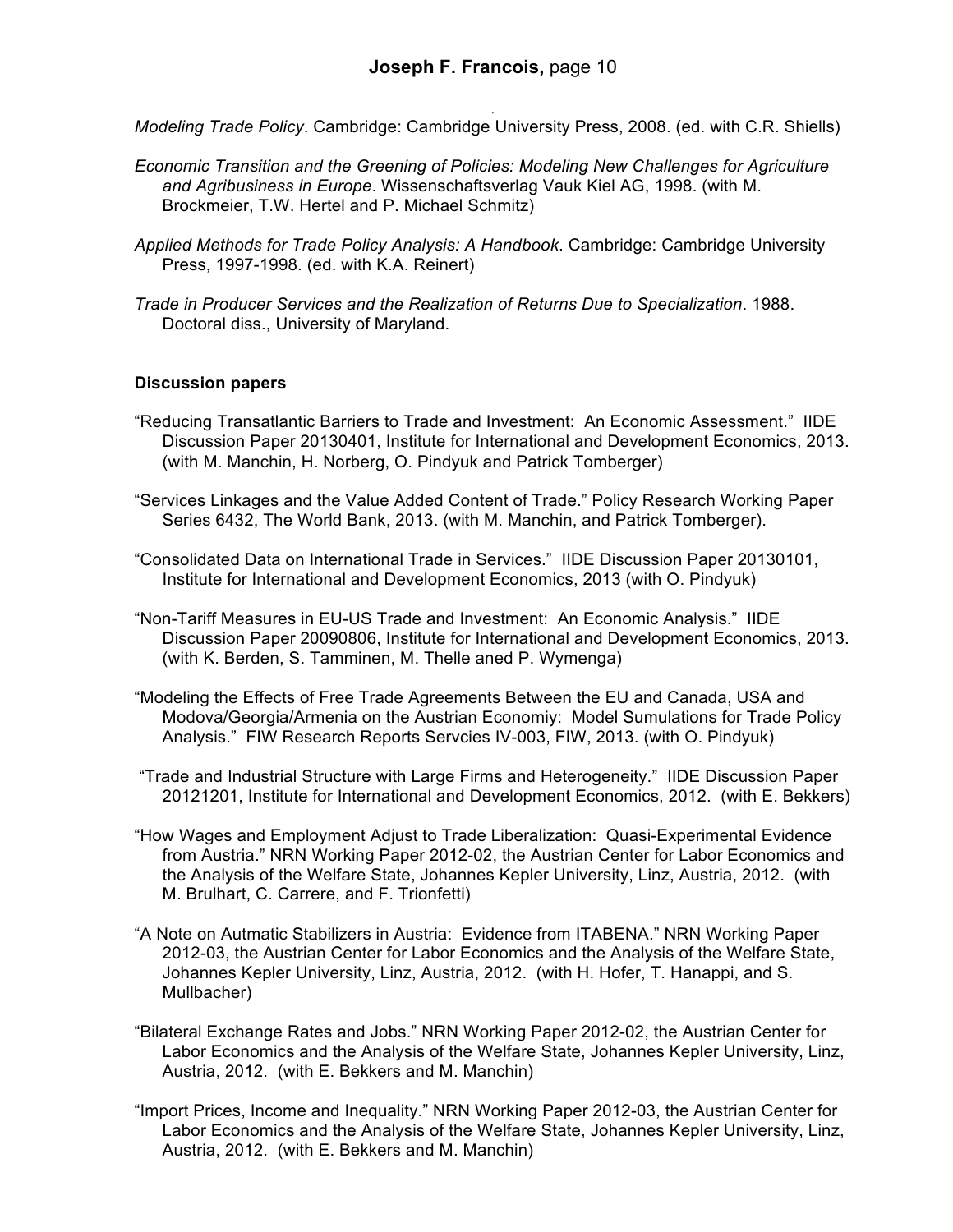*Modeling Trade Policy*. Cambridge: Cambridge University Press, 2008. (ed. with C.R. Shiells)

*Economic Transition and the Greening of Policies: Modeling New Challenges for Agriculture and Agribusiness in Europe*. Wissenschaftsverlag Vauk Kiel AG, 1998. (with M. Brockmeier, T.W. Hertel and P. Michael Schmitz)

*Applied Methods for Trade Policy Analysis: A Handbook*. Cambridge: Cambridge University Press, 1997-1998. (ed. with K.A. Reinert)

*Trade in Producer Services and the Realization of Returns Due to Specialization*. 1988. Doctoral diss., University of Maryland.

**Discussion papers**

"Reducing Transatlantic Barriers to Trade and Investment: An Economic Assessment." IIDE Discussion Paper 20130401, Institute for International and Development Economics, 2013. (with M. Manchin, H. Norberg, O. Pindyuk and Patrick Tomberger)

"Services Linkages and the Value Added Content of Trade." Policy Research Working Paper Series 6432, The World Bank, 2013. (with M. Manchin, and Patrick Tomberger).

"Consolidated Data on International Trade in Services." IIDE Discussion Paper 20130101, Institute for International and Development Economics, 2013 (with O. Pindyuk)

"Non-Tariff Measures in EU-US Trade and Investment: An Economic Analysis." IIDE Discussion Paper 20090806, Institute for International and Development Economics, 2013. (with K. Berden, S. Tamminen, M. Thelle aned P. Wymenga)

"Modeling the Effects of Free Trade Agreements Between the EU and Canada, USA and Modova/Georgia/Armenia on the Austrian Economiy: Model Sumulations for Trade Policy Analysis." FIW Research Reports Servcies IV-003, FIW, 2013. (with O. Pindyuk)

"Trade and Industrial Structure with Large Firms and Heterogeneity." IIDE Discussion Paper 20121201, Institute for International and Development Economics, 2012. (with E. Bekkers)

"How Wages and Employment Adjust to Trade Liberalization: Quasi-Experimental Evidence from Austria." NRN Working Paper 2012-02, the Austrian Center for Labor Economics and the Analysis of the Welfare State, Johannes Kepler University, Linz, Austria, 2012. (with M. Brulhart, C. Carrere, and F. Trionfetti)

"A Note on Autmatic Stabilizers in Austria: Evidence from ITABENA." NRN Working Paper 2012-03, the Austrian Center for Labor Economics and the Analysis of the Welfare State, Johannes Kepler University, Linz, Austria, 2012. (with H. Hofer, T. Hanappi, and S. Mullbacher)

"Bilateral Exchange Rates and Jobs." NRN Working Paper 2012-02, the Austrian Center for Labor Economics and the Analysis of the Welfare State, Johannes Kepler University, Linz, Austria, 2012. (with E. Bekkers and M. Manchin)

"Import Prices, Income and Inequality." NRN Working Paper 2012-03, the Austrian Center for Labor Economics and the Analysis of the Welfare State, Johannes Kepler University, Linz, Austria, 2012. (with E. Bekkers and M. Manchin)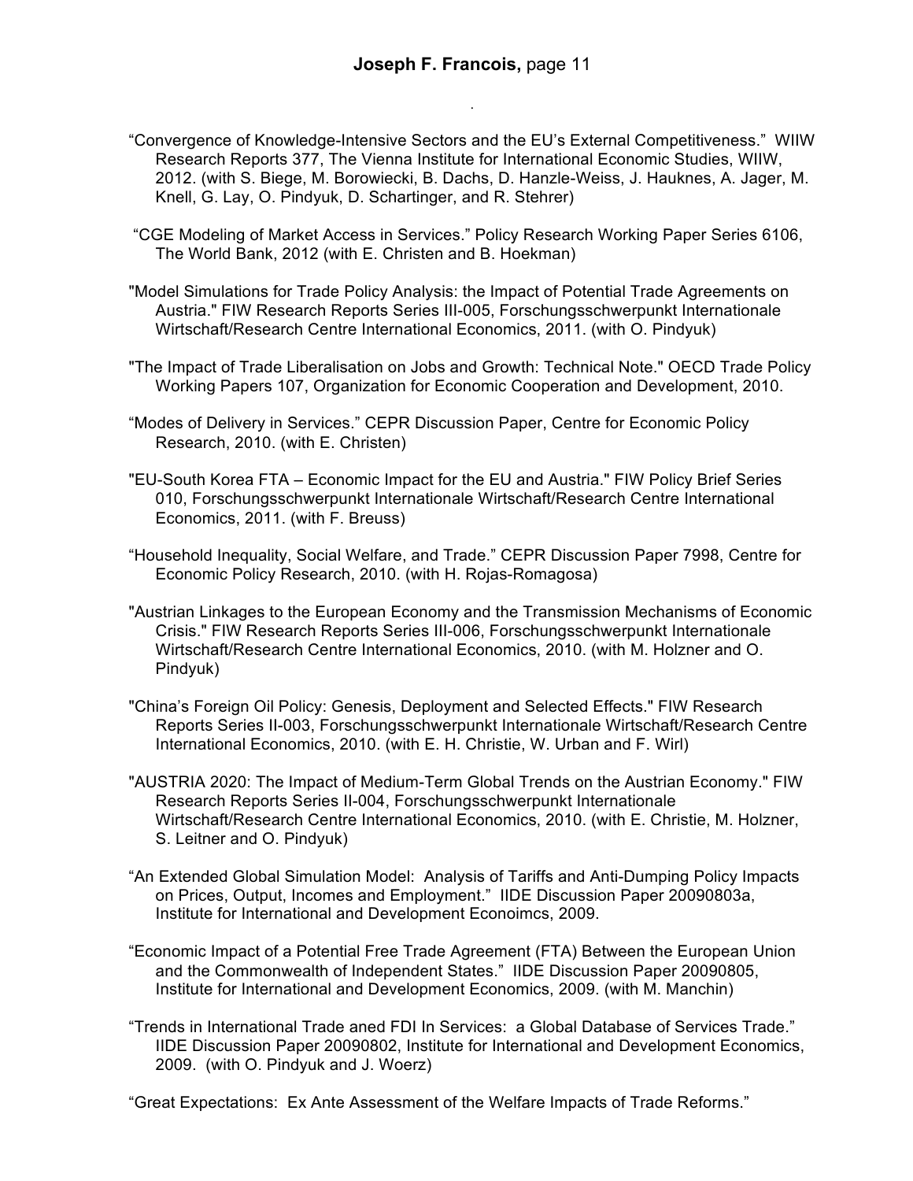"Convergence of Knowledge-Intensive Sectors and the EU's External Competitiveness." WIIW Research Reports 377, The Vienna Institute for International Economic Studies, WIIW, 2012. (with S. Biege, M. Borowiecki, B. Dachs, D. Hanzle-Weiss, J. Hauknes, A. Jager, M. Knell, G. Lay, O. Pindyuk, D. Schartinger, and R. Stehrer)

"CGE Modeling of Market Access in Services." Policy Research Working Paper Series 6106, The World Bank, 2012 (with E. Christen and B. Hoekman)

"Model Simulations for Trade Policy Analysis: the Impact of Potential Trade Agreements on Austria." FIW Research Reports Series III-005, Forschungsschwerpunkt Internationale Wirtschaft/Research Centre International Economics, 2011. (with O. Pindyuk)

"The Impact of Trade Liberalisation on Jobs and Growth: Technical Note." OECD Trade Policy Working Papers 107, Organization for Economic Cooperation and Development, 2010.

"Modes of Delivery in Services." CEPR Discussion Paper, Centre for Economic Policy Research, 2010. (with E. Christen)

"EU-South Korea FTA – Economic Impact for the EU and Austria." FIW Policy Brief Series 010, Forschungsschwerpunkt Internationale Wirtschaft/Research Centre International Economics, 2011. (with F. Breuss)

"Household Inequality, Social Welfare, and Trade." CEPR Discussion Paper 7998, Centre for Economic Policy Research, 2010. (with H. Rojas-Romagosa)

"Austrian Linkages to the European Economy and the Transmission Mechanisms of Economic Crisis." FIW Research Reports Series III-006, Forschungsschwerpunkt Internationale Wirtschaft/Research Centre International Economics, 2010. (with M. Holzner and O. Pindyuk)

"China's Foreign Oil Policy: Genesis, Deployment and Selected Effects." FIW Research Reports Series II-003, Forschungsschwerpunkt Internationale Wirtschaft/Research Centre International Economics, 2010. (with E. H. Christie, W. Urban and F. Wirl)

"AUSTRIA 2020: The Impact of Medium-Term Global Trends on the Austrian Economy." FIW Research Reports Series II-004, Forschungsschwerpunkt Internationale Wirtschaft/Research Centre International Economics, 2010. (with E. Christie, M. Holzner, S. Leitner and O. Pindyuk)

"An Extended Global Simulation Model: Analysis of Tariffs and Anti-Dumping Policy Impacts on Prices, Output, Incomes and Employment." IIDE Discussion Paper 20090803a, Institute for International and Development Econoimcs, 2009.

"Economic Impact of a Potential Free Trade Agreement (FTA) Between the European Union and the Commonwealth of Independent States." IIDE Discussion Paper 20090805, Institute for International and Development Economics, 2009. (with M. Manchin)

"Trends in International Trade aned FDI In Services: a Global Database of Services Trade." IIDE Discussion Paper 20090802, Institute for International and Development Economics, 2009. (with O. Pindyuk and J. Woerz)

"Great Expectations: Ex Ante Assessment of the Welfare Impacts of Trade Reforms."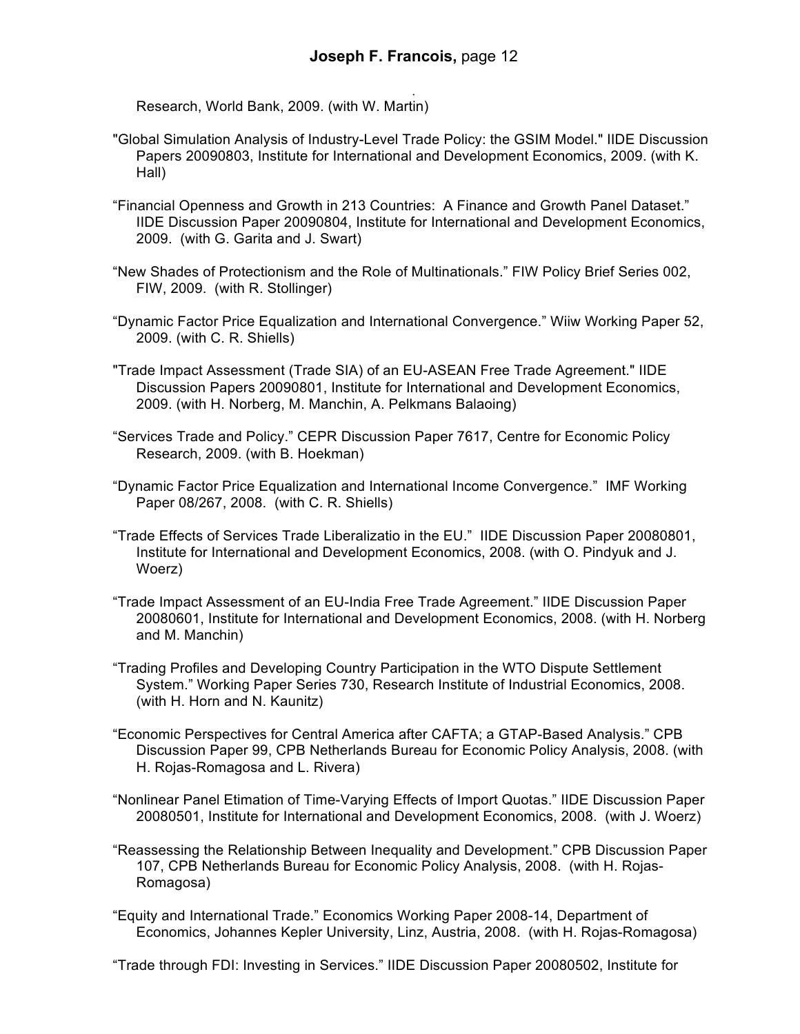Research, World Bank, 2009. (with W. Martin)

"Global Simulation Analysis of Industry-Level Trade Policy: the GSIM Model." IIDE Discussion Papers 20090803, Institute for International and Development Economics, 2009. (with K. Hall)

“Financial Openness and Growth in 213 Countries: A Finance and Growth Panel Dataset.” IIDE Discussion Paper 20090804, Institute for International and Development Economics, 2009. (with G. Garita and J. Swart)

“New Shades of Protectionism and the Role of Multinationals.” FIW Policy Brief Series 002, FIW, 2009. (with R. Stollinger)

“Dynamic Factor Price Equalization and International Convergence.” Wiiw Working Paper 52, 2009. (with C. R. Shiells)

"Trade Impact Assessment (Trade SIA) of an EU-ASEAN Free Trade Agreement." IIDE Discussion Papers 20090801, Institute for International and Development Economics, 2009. (with H. Norberg, M. Manchin, A. Pelkmans Balaoing)

“Services Trade and Policy.” CEPR Discussion Paper 7617, Centre for Economic Policy Research, 2009. (with B. Hoekman)

“Dynamic Factor Price Equalization and International Income Convergence.” IMF Working Paper 08/267, 2008. (with C. R. Shiells)

“Trade Effects of Services Trade Liberalizatio in the EU.” IIDE Discussion Paper 20080801, Institute for International and Development Economics, 2008. (with O. Pindyuk and J. Woerz)

“Trade Impact Assessment of an EU-India Free Trade Agreement.” IIDE Discussion Paper 20080601, Institute for International and Development Economics, 2008. (with H. Norberg and M. Manchin)

“Trading Profiles and Developing Country Participation in the WTO Dispute Settlement System.” Working Paper Series 730, Research Institute of Industrial Economics, 2008. (with H. Horn and N. Kaunitz)

“Economic Perspectives for Central America after CAFTA; a GTAP-Based Analysis.” CPB Discussion Paper 99, CPB Netherlands Bureau for Economic Policy Analysis, 2008. (with H. Rojas-Romagosa and L. Rivera)

“Nonlinear Panel Etimation of Time-Varying Effects of Import Quotas.” IIDE Discussion Paper 20080501, Institute for International and Development Economics, 2008. (with J. Woerz)

“Reassessing the Relationship Between Inequality and Development.” CPB Discussion Paper 107, CPB Netherlands Bureau for Economic Policy Analysis, 2008. (with H. Rojas-Romagosa)

“Equity and International Trade.” Economics Working Paper 2008-14, Department of Economics, Johannes Kepler University, Linz, Austria, 2008. (with H. Rojas-Romagosa)

“Trade through FDI: Investing in Services.” IIDE Discussion Paper 20080502, Institute for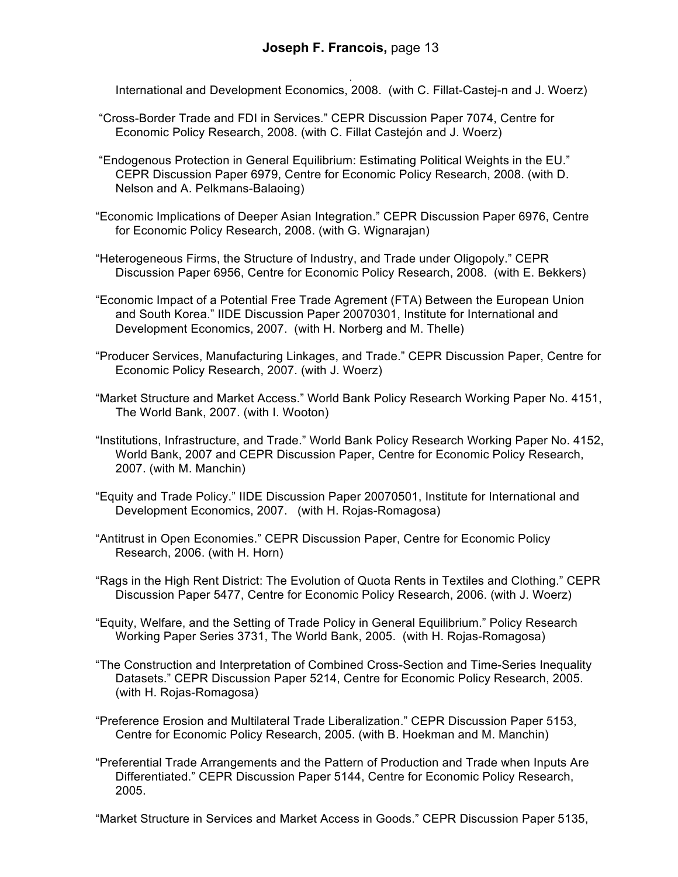International and Development Economics, 2008. (with C. Fillat-Castej-n and J. Woerz)

"Cross-Border Trade and FDI in Services." CEPR Discussion Paper 7074, Centre for Economic Policy Research, 2008. (with C. Fillat Castejón and J. Woerz)

"Endogenous Protection in General Equilibrium: Estimating Political Weights in the EU." CEPR Discussion Paper 6979, Centre for Economic Policy Research, 2008. (with D. Nelson and A. Pelkmans-Balaoing)

"Economic Implications of Deeper Asian Integration." CEPR Discussion Paper 6976, Centre for Economic Policy Research, 2008. (with G. Wignarajan)

"Heterogeneous Firms, the Structure of Industry, and Trade under Oligopoly." CEPR Discussion Paper 6956, Centre for Economic Policy Research, 2008. (with E. Bekkers)

"Economic Impact of a Potential Free Trade Agrement (FTA) Between the European Union and South Korea." IIDE Discussion Paper 20070301, Institute for International and Development Economics, 2007. (with H. Norberg and M. Thelle)

"Producer Services, Manufacturing Linkages, and Trade." CEPR Discussion Paper, Centre for Economic Policy Research, 2007. (with J. Woerz)

"Market Structure and Market Access." World Bank Policy Research Working Paper No. 4151, The World Bank, 2007. (with I. Wooton)

"Institutions, Infrastructure, and Trade." World Bank Policy Research Working Paper No. 4152, World Bank, 2007 and CEPR Discussion Paper, Centre for Economic Policy Research, 2007. (with M. Manchin)

"Equity and Trade Policy." IIDE Discussion Paper 20070501, Institute for International and Development Economics, 2007. (with H. Rojas-Romagosa)

"Antitrust in Open Economies." CEPR Discussion Paper, Centre for Economic Policy Research, 2006. (with H. Horn)

"Rags in the High Rent District: The Evolution of Quota Rents in Textiles and Clothing." CEPR Discussion Paper 5477, Centre for Economic Policy Research, 2006. (with J. Woerz)

"Equity, Welfare, and the Setting of Trade Policy in General Equilibrium." Policy Research Working Paper Series 3731, The World Bank, 2005. (with H. Rojas-Romagosa)

"The Construction and Interpretation of Combined Cross-Section and Time-Series Inequality Datasets." CEPR Discussion Paper 5214, Centre for Economic Policy Research, 2005. (with H. Rojas-Romagosa)

"Preference Erosion and Multilateral Trade Liberalization." CEPR Discussion Paper 5153, Centre for Economic Policy Research, 2005. (with B. Hoekman and M. Manchin)

"Preferential Trade Arrangements and the Pattern of Production and Trade when Inputs Are Differentiated." CEPR Discussion Paper 5144, Centre for Economic Policy Research, 2005.

"Market Structure in Services and Market Access in Goods." CEPR Discussion Paper 5135,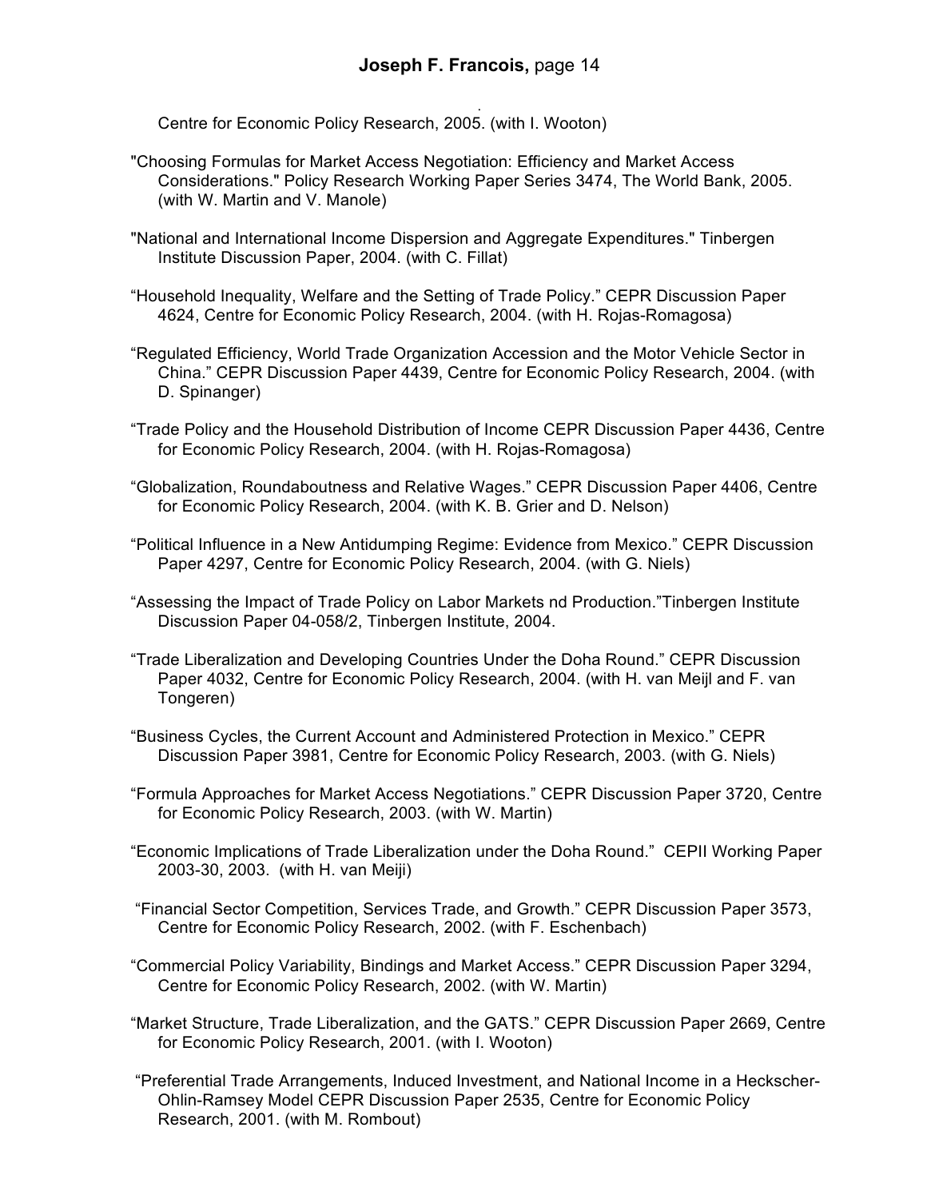Centre for Economic Policy Research, 2005. (with I. Wooton)

"Choosing Formulas for Market Access Negotiation: Efficiency and Market Access Considerations." Policy Research Working Paper Series 3474, The World Bank, 2005. (with W. Martin and V. Manole)

"National and International Income Dispersion and Aggregate Expenditures." Tinbergen Institute Discussion Paper, 2004. (with C. Fillat)

“Household Inequality, Welfare and the Setting of Trade Policy.” CEPR Discussion Paper 4624, Centre for Economic Policy Research, 2004. (with H. Rojas-Romagosa)

“Regulated Efficiency, World Trade Organization Accession and the Motor Vehicle Sector in China.” CEPR Discussion Paper 4439, Centre for Economic Policy Research, 2004. (with D. Spinanger)

“Trade Policy and the Household Distribution of Income CEPR Discussion Paper 4436, Centre for Economic Policy Research, 2004. (with H. Rojas-Romagosa)

“Globalization, Roundaboutness and Relative Wages.” CEPR Discussion Paper 4406, Centre for Economic Policy Research, 2004. (with K. B. Grier and D. Nelson)

“Political Influence in a New Antidumping Regime: Evidence from Mexico.” CEPR Discussion Paper 4297, Centre for Economic Policy Research, 2004. (with G. Niels)

“Assessing the Impact of Trade Policy on Labor Markets nd Production.”Tinbergen Institute Discussion Paper 04-058/2, Tinbergen Institute, 2004.

“Trade Liberalization and Developing Countries Under the Doha Round.” CEPR Discussion Paper 4032, Centre for Economic Policy Research, 2004. (with H. van Meijl and F. van Tongeren)

“Business Cycles, the Current Account and Administered Protection in Mexico.” CEPR Discussion Paper 3981, Centre for Economic Policy Research, 2003. (with G. Niels)

“Formula Approaches for Market Access Negotiations.” CEPR Discussion Paper 3720, Centre for Economic Policy Research, 2003. (with W. Martin)

“Economic Implications of Trade Liberalization under the Doha Round.” CEPII Working Paper 2003-30, 2003. (with H. van Meiji)

“Financial Sector Competition, Services Trade, and Growth.” CEPR Discussion Paper 3573, Centre for Economic Policy Research, 2002. (with F. Eschenbach)

“Commercial Policy Variability, Bindings and Market Access.” CEPR Discussion Paper 3294, Centre for Economic Policy Research, 2002. (with W. Martin)

“Market Structure, Trade Liberalization, and the GATS.” CEPR Discussion Paper 2669, Centre for Economic Policy Research, 2001. (with I. Wooton)

“Preferential Trade Arrangements, Induced Investment, and National Income in a Heckscher-Ohlin-Ramsey Model CEPR Discussion Paper 2535, Centre for Economic Policy Research, 2001. (with M. Rombout)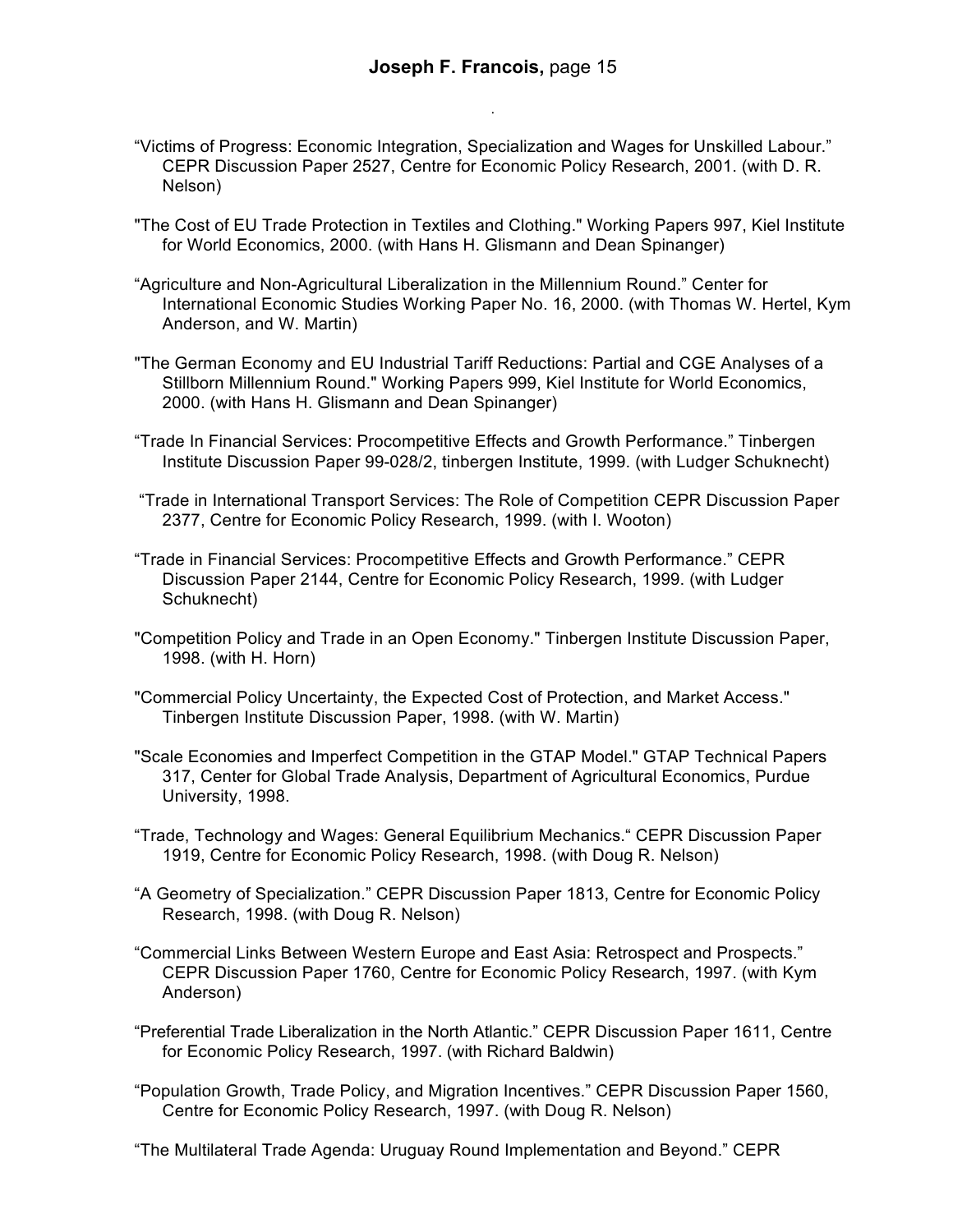“Victims of Progress: Economic Integration, Specialization and Wages for Unskilled Labour.” CEPR Discussion Paper 2527, Centre for Economic Policy Research, 2001. (with D. R. Nelson)

"The Cost of EU Trade Protection in Textiles and Clothing." Working Papers 997, Kiel Institute for World Economics, 2000. (with Hans H. Glismann and Dean Spinanger)

“Agriculture and Non-Agricultural Liberalization in the Millennium Round.” Center for International Economic Studies Working Paper No. 16, 2000. (with Thomas W. Hertel, Kym Anderson, and W. Martin)

"The German Economy and EU Industrial Tariff Reductions: Partial and CGE Analyses of a Stillborn Millennium Round." Working Papers 999, Kiel Institute for World Economics, 2000. (with Hans H. Glismann and Dean Spinanger)

“Trade In Financial Services: Procompetitive Effects and Growth Performance.” Tinbergen Institute Discussion Paper 99-028/2, tinbergen Institute, 1999. (with Ludger Schuknecht)

“Trade in International Transport Services: The Role of Competition CEPR Discussion Paper 2377, Centre for Economic Policy Research, 1999. (with I. Wooton)

“Trade in Financial Services: Procompetitive Effects and Growth Performance.” CEPR Discussion Paper 2144, Centre for Economic Policy Research, 1999. (with Ludger Schuknecht)

"Competition Policy and Trade in an Open Economy." Tinbergen Institute Discussion Paper, 1998. (with H. Horn)

"Commercial Policy Uncertainty, the Expected Cost of Protection, and Market Access." Tinbergen Institute Discussion Paper, 1998. (with W. Martin)

"Scale Economies and Imperfect Competition in the GTAP Model." GTAP Technical Papers 317, Center for Global Trade Analysis, Department of Agricultural Economics, Purdue University, 1998.

“Trade, Technology and Wages: General Equilibrium Mechanics.“ CEPR Discussion Paper 1919, Centre for Economic Policy Research, 1998. (with Doug R. Nelson)

“A Geometry of Specialization.” CEPR Discussion Paper 1813, Centre for Economic Policy Research, 1998. (with Doug R. Nelson)

“Commercial Links Between Western Europe and East Asia: Retrospect and Prospects.” CEPR Discussion Paper 1760, Centre for Economic Policy Research, 1997. (with Kym Anderson)

“Preferential Trade Liberalization in the North Atlantic.” CEPR Discussion Paper 1611, Centre for Economic Policy Research, 1997. (with Richard Baldwin)

“Population Growth, Trade Policy, and Migration Incentives.” CEPR Discussion Paper 1560, Centre for Economic Policy Research, 1997. (with Doug R. Nelson)

“The Multilateral Trade Agenda: Uruguay Round Implementation and Beyond.” CEPR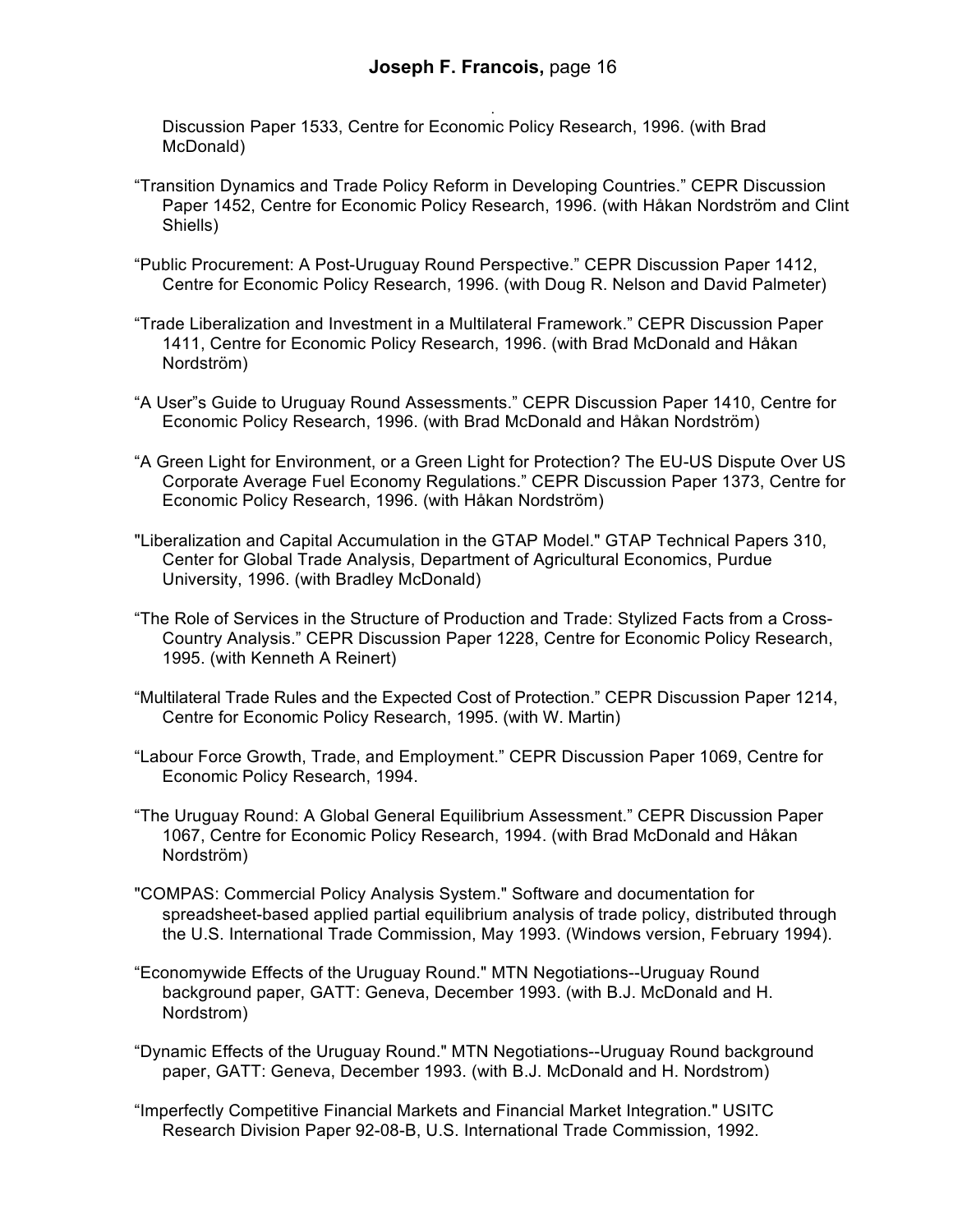Discussion Paper 1533, Centre for Economic Policy Research, 1996. (with Brad McDonald)

“Transition Dynamics and Trade Policy Reform in Developing Countries.” CEPR Discussion Paper 1452, Centre for Economic Policy Research, 1996. (with Håkan Nordström and Clint Shiells)

“Public Procurement: A Post-Uruguay Round Perspective.” CEPR Discussion Paper 1412, Centre for Economic Policy Research, 1996. (with Doug R. Nelson and David Palmeter)

“Trade Liberalization and Investment in a Multilateral Framework.” CEPR Discussion Paper 1411, Centre for Economic Policy Research, 1996. (with Brad McDonald and Håkan Nordström)

“A User”s Guide to Uruguay Round Assessments.” CEPR Discussion Paper 1410, Centre for Economic Policy Research, 1996. (with Brad McDonald and Håkan Nordström)

“A Green Light for Environment, or a Green Light for Protection? The EU-US Dispute Over US Corporate Average Fuel Economy Regulations.” CEPR Discussion Paper 1373, Centre for Economic Policy Research, 1996. (with Håkan Nordström)

"Liberalization and Capital Accumulation in the GTAP Model." GTAP Technical Papers 310, Center for Global Trade Analysis, Department of Agricultural Economics, Purdue University, 1996. (with Bradley McDonald)

“The Role of Services in the Structure of Production and Trade: Stylized Facts from a Cross-Country Analysis.” CEPR Discussion Paper 1228, Centre for Economic Policy Research, 1995. (with Kenneth A Reinert)

“Multilateral Trade Rules and the Expected Cost of Protection.” CEPR Discussion Paper 1214, Centre for Economic Policy Research, 1995. (with W. Martin)

“Labour Force Growth, Trade, and Employment.” CEPR Discussion Paper 1069, Centre for Economic Policy Research, 1994.

“The Uruguay Round: A Global General Equilibrium Assessment.” CEPR Discussion Paper 1067, Centre for Economic Policy Research, 1994. (with Brad McDonald and Håkan Nordström)

"COMPAS: Commercial Policy Analysis System." Software and documentation for spreadsheet-based applied partial equilibrium analysis of trade policy, distributed through the U.S. International Trade Commission, May 1993. (Windows version, February 1994).

“Economywide Effects of the Uruguay Round." MTN Negotiations--Uruguay Round background paper, GATT: Geneva, December 1993. (with B.J. McDonald and H. Nordstrom)

“Dynamic Effects of the Uruguay Round." MTN Negotiations--Uruguay Round background paper, GATT: Geneva, December 1993. (with B.J. McDonald and H. Nordstrom)

“Imperfectly Competitive Financial Markets and Financial Market Integration." USITC Research Division Paper 92-08-B, U.S. International Trade Commission, 1992.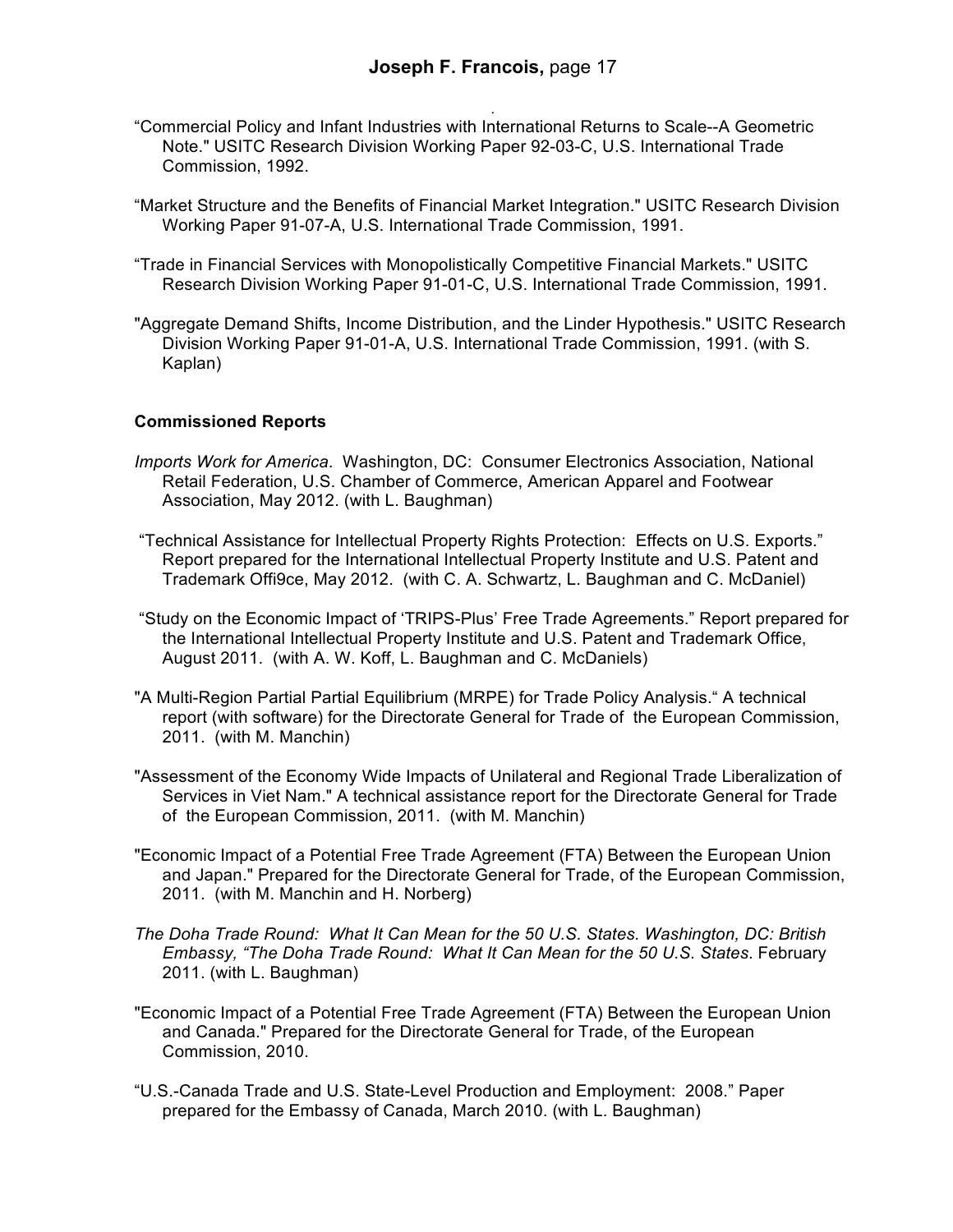“Commercial Policy and Infant Industries with International Returns to Scale--A Geometric Note." USITC Research Division Working Paper 92-03-C, U.S. International Trade Commission, 1992.

“Market Structure and the Benefits of Financial Market Integration." USITC Research Division Working Paper 91-07-A, U.S. International Trade Commission, 1991.

“Trade in Financial Services with Monopolistically Competitive Financial Markets." USITC Research Division Working Paper 91-01-C, U.S. International Trade Commission, 1991.

"Aggregate Demand Shifts, Income Distribution, and the Linder Hypothesis." USITC Research Division Working Paper 91-01-A, U.S. International Trade Commission, 1991. (with S. Kaplan)

**Commissioned Reports**

*Imports Work for America*. Washington, DC: Consumer Electronics Association, National Retail Federation, U.S. Chamber of Commerce, American Apparel and Footwear Association, May 2012. (with L. Baughman)

“Technical Assistance for Intellectual Property Rights Protection: Effects on U.S. Exports.” Report prepared for the International Intellectual Property Institute and U.S. Patent and Trademark Offi9ce, May 2012. (with C. A. Schwartz, L. Baughman and C. McDaniel)

“Study on the Economic Impact of ‘TRIPS-Plus’ Free Trade Agreements.” Report prepared for the International Intellectual Property Institute and U.S. Patent and Trademark Office, August 2011. (with A. W. Koff, L. Baughman and C. McDaniels)

"A Multi-Region Partial Partial Equilibrium (MRPE) for Trade Policy Analysis.“ A technical report (with software) for the Directorate General for Trade of the European Commission, 2011. (with M. Manchin)

"Assessment of the Economy Wide Impacts of Unilateral and Regional Trade Liberalization of Services in Viet Nam." A technical assistance report for the Directorate General for Trade of the European Commission, 2011. (with M. Manchin)

"Economic Impact of a Potential Free Trade Agreement (FTA) Between the European Union and Japan." Prepared for the Directorate General for Trade, of the European Commission, 2011. (with M. Manchin and H. Norberg)

*The Doha Trade Round: What It Can Mean for the 50 U.S. States. Washington, DC: British Embassy, “The Doha Trade Round: What It Can Mean for the 50 U.S. States*. February 2011. (with L. Baughman)

"Economic Impact of a Potential Free Trade Agreement (FTA) Between the European Union and Canada." Prepared for the Directorate General for Trade, of the European Commission, 2010.

“U.S.-Canada Trade and U.S. State-Level Production and Employment: 2008.” Paper prepared for the Embassy of Canada, March 2010. (with L. Baughman)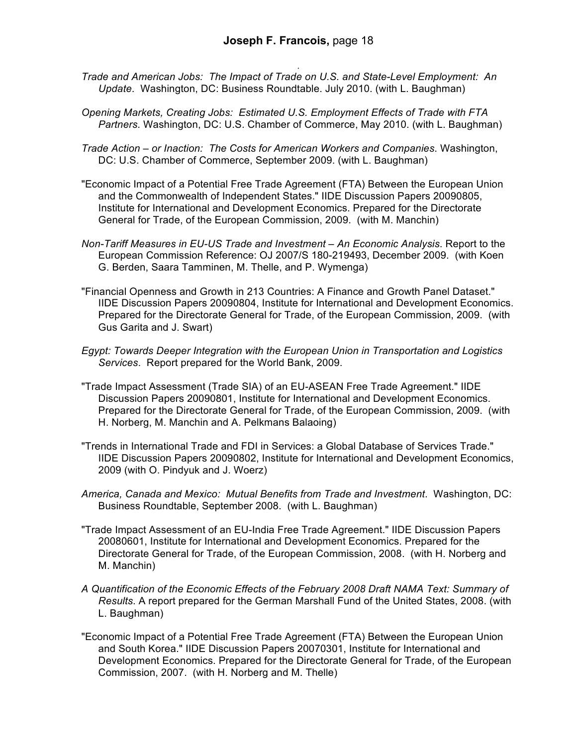*Trade and American Jobs: The Impact of Trade on U.S. and State-Level Employment: An Update*. Washington, DC: Business Roundtable. July 2010. (with L. Baughman)

*Opening Markets, Creating Jobs: Estimated U.S. Employment Effects of Trade with FTA Partners*. Washington, DC: U.S. Chamber of Commerce, May 2010. (with L. Baughman)

*Trade Action – or Inaction: The Costs for American Workers and Companies*. Washington, DC: U.S. Chamber of Commerce, September 2009. (with L. Baughman)

"Economic Impact of a Potential Free Trade Agreement (FTA) Between the European Union and the Commonwealth of Independent States." IIDE Discussion Papers 20090805, Institute for International and Development Economics. Prepared for the Directorate General for Trade, of the European Commission, 2009. (with M. Manchin)

*Non-Tariff Measures in EU-US Trade and Investment – An Economic Analysis*. Report to the European Commission Reference: OJ 2007/S 180-219493, December 2009. (with Koen G. Berden, Saara Tamminen, M. Thelle, and P. Wymenga)

"Financial Openness and Growth in 213 Countries: A Finance and Growth Panel Dataset." IIDE Discussion Papers 20090804, Institute for International and Development Economics. Prepared for the Directorate General for Trade, of the European Commission, 2009. (with Gus Garita and J. Swart)

*Egypt: Towards Deeper Integration with the European Union in Transportation and Logistics Services*. Report prepared for the World Bank, 2009.

"Trade Impact Assessment (Trade SIA) of an EU-ASEAN Free Trade Agreement." IIDE Discussion Papers 20090801, Institute for International and Development Economics. Prepared for the Directorate General for Trade, of the European Commission, 2009. (with H. Norberg, M. Manchin and A. Pelkmans Balaoing)

"Trends in International Trade and FDI in Services: a Global Database of Services Trade." IIDE Discussion Papers 20090802, Institute for International and Development Economics, 2009 (with O. Pindyuk and J. Woerz)

*America, Canada and Mexico: Mutual Benefits from Trade and Investment*. Washington, DC: Business Roundtable, September 2008. (with L. Baughman)

"Trade Impact Assessment of an EU-India Free Trade Agreement." IIDE Discussion Papers 20080601, Institute for International and Development Economics. Prepared for the Directorate General for Trade, of the European Commission, 2008. (with H. Norberg and M. Manchin)

*A Quantification of the Economic Effects of the February 2008 Draft NAMA Text: Summary of Results*. A report prepared for the German Marshall Fund of the United States, 2008. (with L. Baughman)

"Economic Impact of a Potential Free Trade Agreement (FTA) Between the European Union and South Korea." IIDE Discussion Papers 20070301, Institute for International and Development Economics. Prepared for the Directorate General for Trade, of the European Commission, 2007. (with H. Norberg and M. Thelle)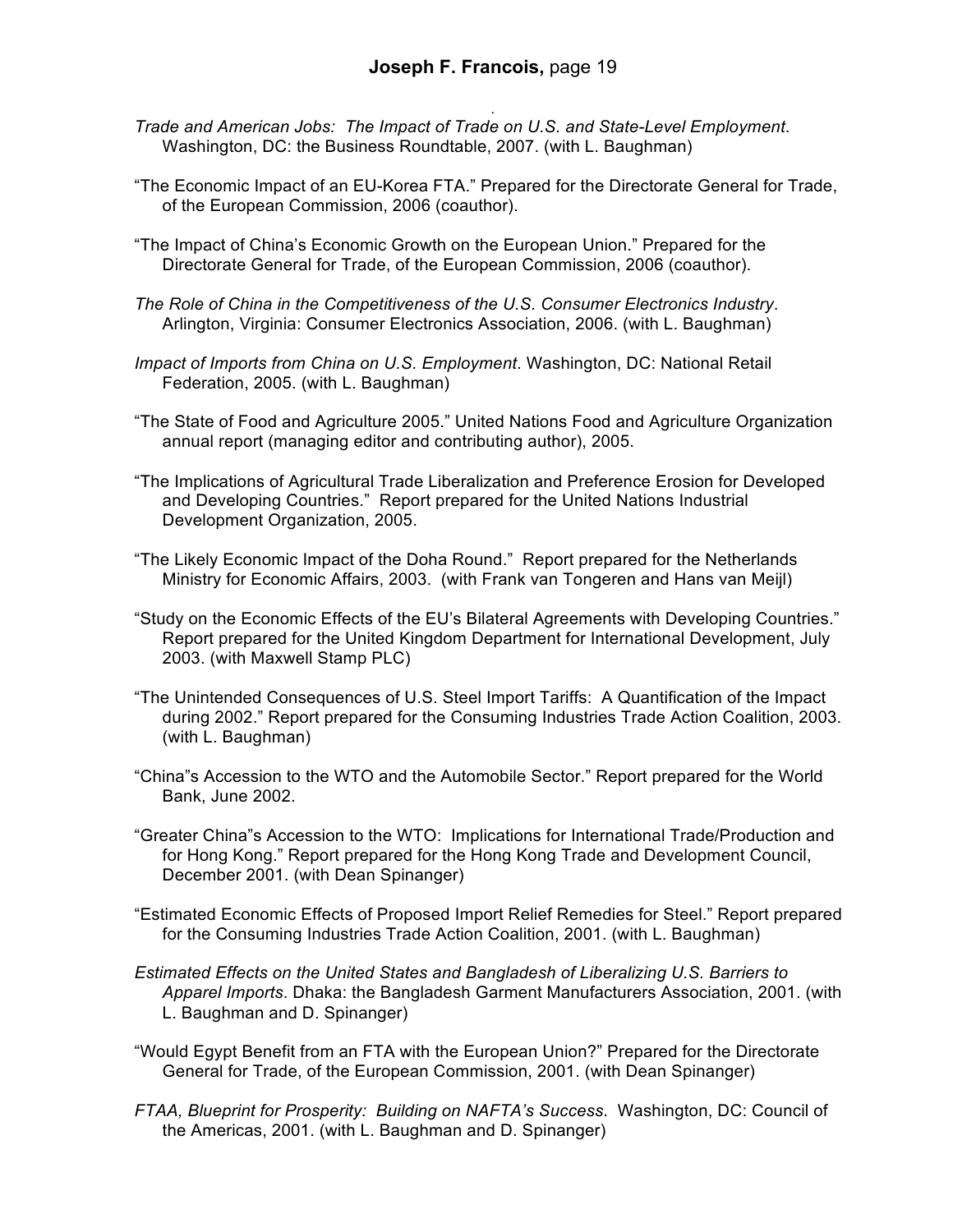*Trade and American Jobs: The Impact of Trade on U.S. and State-Level Employment*. Washington, DC: the Business Roundtable, 2007. (with L. Baughman)

"The Economic Impact of an EU-Korea FTA." Prepared for the Directorate General for Trade, of the European Commission, 2006 (coauthor).

"The Impact of China's Economic Growth on the European Union." Prepared for the Directorate General for Trade, of the European Commission, 2006 (coauthor).

*The Role of China in the Competitiveness of the U.S. Consumer Electronics Industry*. Arlington, Virginia: Consumer Electronics Association, 2006. (with L. Baughman)

*Impact of Imports from China on U.S. Employment*. Washington, DC: National Retail Federation, 2005. (with L. Baughman)

"The State of Food and Agriculture 2005." United Nations Food and Agriculture Organization annual report (managing editor and contributing author), 2005.

"The Implications of Agricultural Trade Liberalization and Preference Erosion for Developed and Developing Countries." Report prepared for the United Nations Industrial Development Organization, 2005.

"The Likely Economic Impact of the Doha Round." Report prepared for the Netherlands Ministry for Economic Affairs, 2003. (with Frank van Tongeren and Hans van Meijl)

"Study on the Economic Effects of the EU's Bilateral Agreements with Developing Countries." Report prepared for the United Kingdom Department for International Development, July 2003. (with Maxwell Stamp PLC)

"The Unintended Consequences of U.S. Steel Import Tariffs: A Quantification of the Impact during 2002." Report prepared for the Consuming Industries Trade Action Coalition, 2003. (with L. Baughman)

"China"s Accession to the WTO and the Automobile Sector." Report prepared for the World Bank, June 2002.

"Greater China"s Accession to the WTO: Implications for International Trade/Production and for Hong Kong." Report prepared for the Hong Kong Trade and Development Council, December 2001. (with Dean Spinanger)

"Estimated Economic Effects of Proposed Import Relief Remedies for Steel." Report prepared for the Consuming Industries Trade Action Coalition, 2001. (with L. Baughman)

*Estimated Effects on the United States and Bangladesh of Liberalizing U.S. Barriers to Apparel Imports*. Dhaka: the Bangladesh Garment Manufacturers Association, 2001. (with L. Baughman and D. Spinanger)

"Would Egypt Benefit from an FTA with the European Union?" Prepared for the Directorate General for Trade, of the European Commission, 2001. (with Dean Spinanger)

*FTAA, Blueprint for Prosperity: Building on NAFTA's Success.* Washington, DC: Council of the Americas, 2001. (with L. Baughman and D. Spinanger)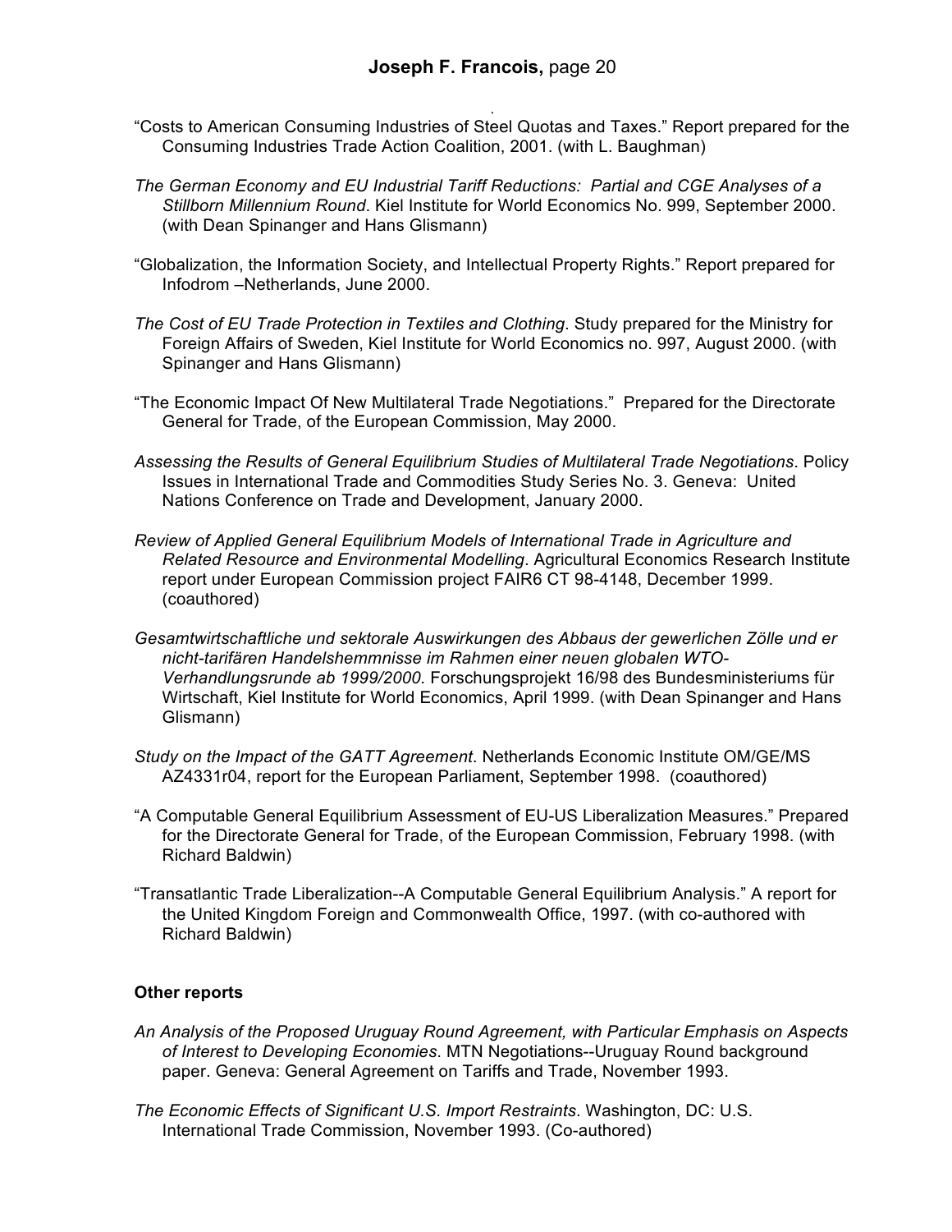"Costs to American Consuming Industries of Steel Quotas and Taxes." Report prepared for the Consuming Industries Trade Action Coalition, 2001. (with L. Baughman)

*The German Economy and EU Industrial Tariff Reductions: Partial and CGE Analyses of a Stillborn Millennium Round*. Kiel Institute for World Economics No. 999, September 2000. (with Dean Spinanger and Hans Glismann)

"Globalization, the Information Society, and Intellectual Property Rights." Report prepared for Infodrom –Netherlands, June 2000.

*The Cost of EU Trade Protection in Textiles and Clothing*. Study prepared for the Ministry for Foreign Affairs of Sweden, Kiel Institute for World Economics no. 997, August 2000. (with Spinanger and Hans Glismann)

"The Economic Impact Of New Multilateral Trade Negotiations." Prepared for the Directorate General for Trade, of the European Commission, May 2000.

*Assessing the Results of General Equilibrium Studies of Multilateral Trade Negotiations*. Policy Issues in International Trade and Commodities Study Series No. 3. Geneva: United Nations Conference on Trade and Development, January 2000.

*Review of Applied General Equilibrium Models of International Trade in Agriculture and Related Resource and Environmental Modelling*. Agricultural Economics Research Institute report under European Commission project FAIR6 CT 98-4148, December 1999. (coauthored)

*Gesamtwirtschaftliche und sektorale Auswirkungen des Abbaus der gewerlichen Zölle und er nicht-tarifären Handelshemmnisse im Rahmen einer neuen globalen WTO-Verhandlungsrunde ab 1999/2000*. Forschungsprojekt 16/98 des Bundesministeriums für Wirtschaft, Kiel Institute for World Economics, April 1999. (with Dean Spinanger and Hans Glismann)

*Study on the Impact of the GATT Agreement*. Netherlands Economic Institute OM/GE/MS AZ4331r04, report for the European Parliament, September 1998. (coauthored)

"A Computable General Equilibrium Assessment of EU-US Liberalization Measures." Prepared for the Directorate General for Trade, of the European Commission, February 1998. (with Richard Baldwin)

"Transatlantic Trade Liberalization--A Computable General Equilibrium Analysis." A report for the United Kingdom Foreign and Commonwealth Office, 1997. (with co-authored with Richard Baldwin)

**Other reports**

*An Analysis of the Proposed Uruguay Round Agreement, with Particular Emphasis on Aspects of Interest to Developing Economies*. MTN Negotiations--Uruguay Round background paper. Geneva: General Agreement on Tariffs and Trade, November 1993.

*The Economic Effects of Significant U.S. Import Restraints*. Washington, DC: U.S. International Trade Commission, November 1993. (Co-authored)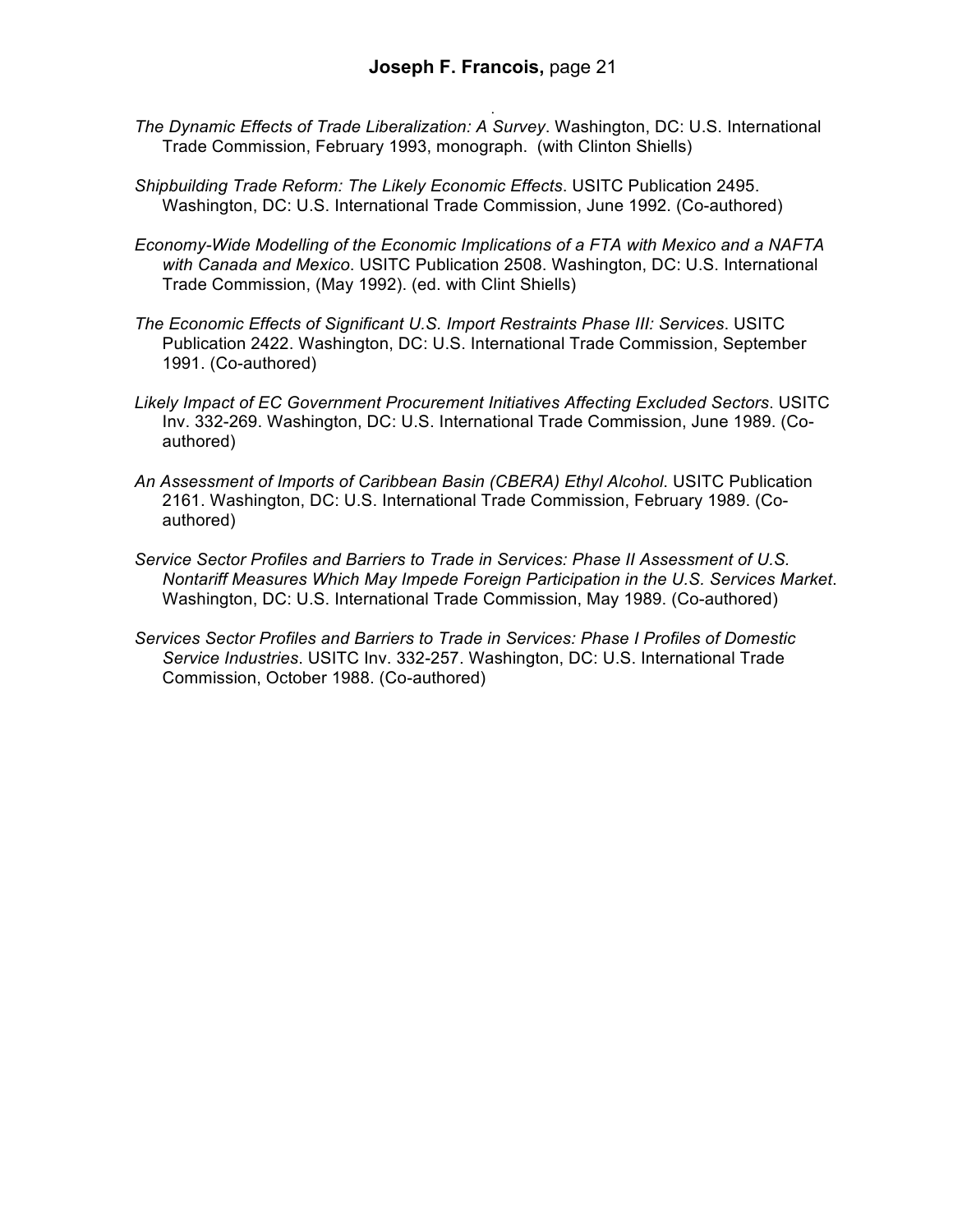*The Dynamic Effects of Trade Liberalization: A Survey*. Washington, DC: U.S. International Trade Commission, February 1993, monograph. (with Clinton Shiells)

*Shipbuilding Trade Reform: The Likely Economic Effects*. USITC Publication 2495. Washington, DC: U.S. International Trade Commission, June 1992. (Co-authored)

*Economy-Wide Modelling of the Economic Implications of a FTA with Mexico and a NAFTA with Canada and Mexico*. USITC Publication 2508. Washington, DC: U.S. International Trade Commission, (May 1992). (ed. with Clint Shiells)

*The Economic Effects of Significant U.S. Import Restraints Phase III: Services*. USITC Publication 2422. Washington, DC: U.S. International Trade Commission, September 1991. (Co-authored)

*Likely Impact of EC Government Procurement Initiatives Affecting Excluded Sectors*. USITC Inv. 332-269. Washington, DC: U.S. International Trade Commission, June 1989. (Co-authored)

*An Assessment of Imports of Caribbean Basin (CBERA) Ethyl Alcohol*. USITC Publication 2161. Washington, DC: U.S. International Trade Commission, February 1989. (Co-authored)

*Service Sector Profiles and Barriers to Trade in Services: Phase II Assessment of U.S. Nontariff Measures Which May Impede Foreign Participation in the U.S. Services Market*. Washington, DC: U.S. International Trade Commission, May 1989. (Co-authored)

*Services Sector Profiles and Barriers to Trade in Services: Phase I Profiles of Domestic Service Industries*. USITC Inv. 332-257. Washington, DC: U.S. International Trade Commission, October 1988. (Co-authored)